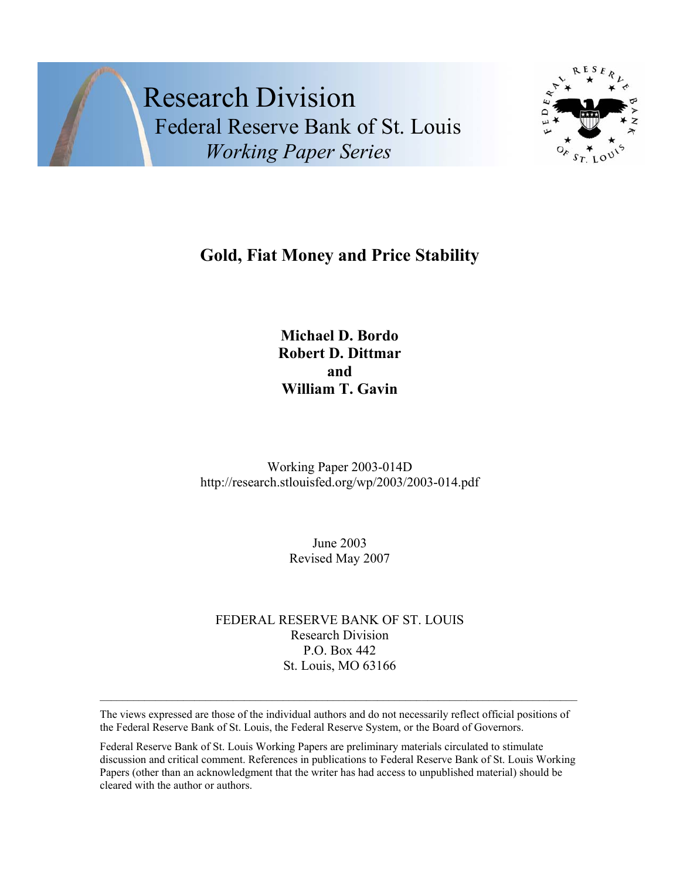Research Division
Federal Reserve Bank of St. Louis
*Working Paper Series*

# Gold, Fiat Money and Price Stability

**Michael D. Bordo**
**Robert D. Dittmar**
**and**
**William T. Gavin**

Working Paper 2003-014D
http://research.stlouisfed.org/wp/2003/2003-014.pdf

June 2003
Revised May 2007

FEDERAL RESERVE BANK OF ST. LOUIS
Research Division
P.O. Box 442
St. Louis, MO 63166

---

The views expressed are those of the individual authors and do not necessarily reflect official positions of the Federal Reserve Bank of St. Louis, the Federal Reserve System, or the Board of Governors.

Federal Reserve Bank of St. Louis Working Papers are preliminary materials circulated to stimulate discussion and critical comment. References in publications to Federal Reserve Bank of St. Louis Working Papers (other than an acknowledgment that the writer has had access to unpublished material) should be cleared with the author or authors.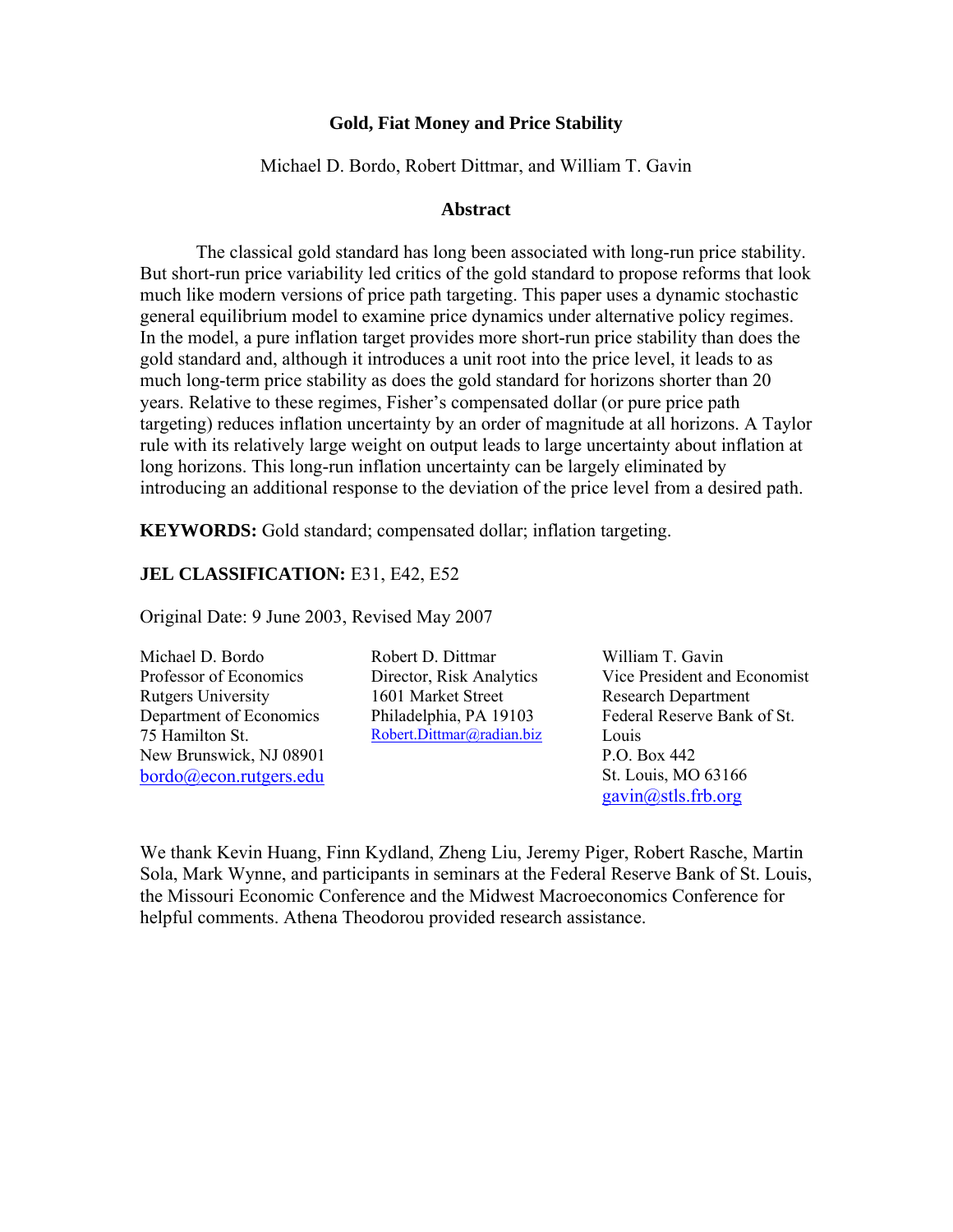# Gold, Fiat Money and Price Stability

Michael D. Bordo, Robert Dittmar, and William T. Gavin

## Abstract

The classical gold standard has long been associated with long-run price stability. But short-run price variability led critics of the gold standard to propose reforms that look much like modern versions of price path targeting. This paper uses a dynamic stochastic general equilibrium model to examine price dynamics under alternative policy regimes. In the model, a pure inflation target provides more short-run price stability than does the gold standard and, although it introduces a unit root into the price level, it leads to as much long-term price stability as does the gold standard for horizons shorter than 20 years. Relative to these regimes, Fisher's compensated dollar (or pure price path targeting) reduces inflation uncertainty by an order of magnitude at all horizons. A Taylor rule with its relatively large weight on output leads to large uncertainty about inflation at long horizons. This long-run inflation uncertainty can be largely eliminated by introducing an additional response to the deviation of the price level from a desired path.

**KEYWORDS:** Gold standard; compensated dollar; inflation targeting.

**JEL CLASSIFICATION:** E31, E42, E52

Original Date: 9 June 2003, Revised May 2007

Michael D. Bordo
Professor of Economics
Rutgers University
Department of Economics
75 Hamilton St.
New Brunswick, NJ 08901
bordo@econ.rutgers.edu

Robert D. Dittmar
Director, Risk Analytics
1601 Market Street
Philadelphia, PA 19103
Robert.Dittmar@radian.biz

William T. Gavin
Vice President and Economist
Research Department
Federal Reserve Bank of St. Louis
P.O. Box 442
St. Louis, MO 63166
gavin@stls.frb.org

We thank Kevin Huang, Finn Kydland, Zheng Liu, Jeremy Piger, Robert Rasche, Martin Sola, Mark Wynne, and participants in seminars at the Federal Reserve Bank of St. Louis, the Missouri Economic Conference and the Midwest Macroeconomics Conference for helpful comments. Athena Theodorou provided research assistance.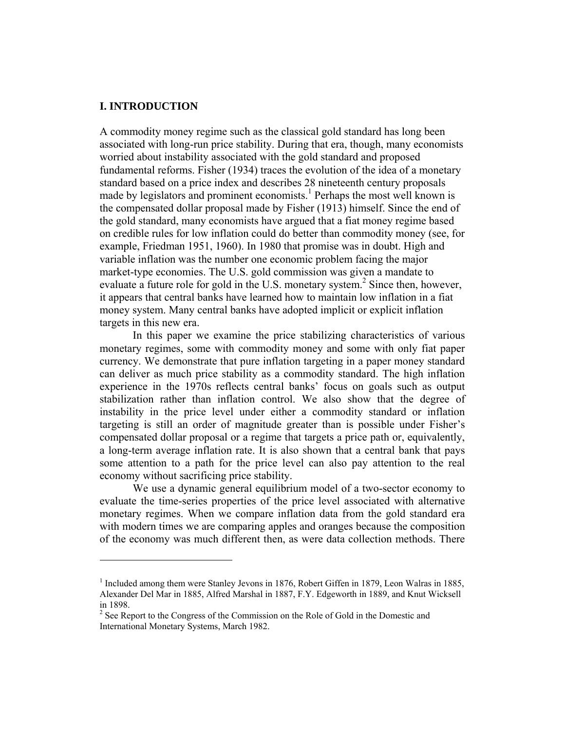## I. INTRODUCTION

A commodity money regime such as the classical gold standard has long been associated with long-run price stability. During that era, though, many economists worried about instability associated with the gold standard and proposed fundamental reforms. Fisher (1934) traces the evolution of the idea of a monetary standard based on a price index and describes 28 nineteenth century proposals made by legislators and prominent economists.[1] Perhaps the most well known is the compensated dollar proposal made by Fisher (1913) himself. Since the end of the gold standard, many economists have argued that a fiat money regime based on credible rules for low inflation could do better than commodity money (see, for example, Friedman 1951, 1960). In 1980 that promise was in doubt. High and variable inflation was the number one economic problem facing the major market-type economies. The U.S. gold commission was given a mandate to evaluate a future role for gold in the U.S. monetary system.[2] Since then, however, it appears that central banks have learned how to maintain low inflation in a fiat money system. Many central banks have adopted implicit or explicit inflation targets in this new era.

In this paper we examine the price stabilizing characteristics of various monetary regimes, some with commodity money and some with only fiat paper currency. We demonstrate that pure inflation targeting in a paper money standard can deliver as much price stability as a commodity standard. The high inflation experience in the 1970s reflects central banks' focus on goals such as output stabilization rather than inflation control. We also show that the degree of instability in the price level under either a commodity standard or inflation targeting is still an order of magnitude greater than is possible under Fisher's compensated dollar proposal or a regime that targets a price path or, equivalently, a long-term average inflation rate. It is also shown that a central bank that pays some attention to a path for the price level can also pay attention to the real economy without sacrificing price stability.

We use a dynamic general equilibrium model of a two-sector economy to evaluate the time-series properties of the price level associated with alternative monetary regimes. When we compare inflation data from the gold standard era with modern times we are comparing apples and oranges because the composition of the economy was much different then, as were data collection methods. There

[1] Included among them were Stanley Jevons in 1876, Robert Giffen in 1879, Leon Walras in 1885, Alexander Del Mar in 1885, Alfred Marshal in 1887, F.Y. Edgeworth in 1889, and Knut Wicksell in 1898.

[2] See Report to the Congress of the Commission on the Role of Gold in the Domestic and International Monetary Systems, March 1982.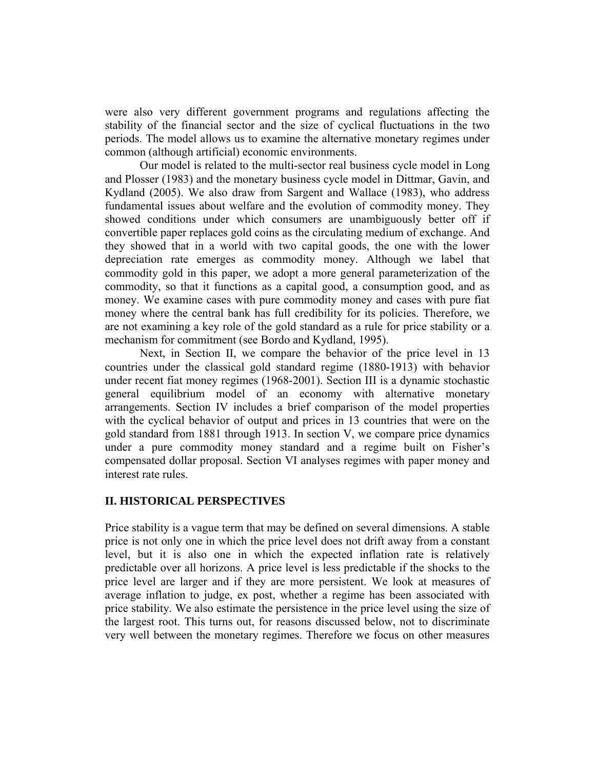were also very different government programs and regulations affecting the stability of the financial sector and the size of cyclical fluctuations in the two periods. The model allows us to examine the alternative monetary regimes under common (although artificial) economic environments.

Our model is related to the multi-sector real business cycle model in Long and Plosser (1983) and the monetary business cycle model in Dittmar, Gavin, and Kydland (2005). We also draw from Sargent and Wallace (1983), who address fundamental issues about welfare and the evolution of commodity money. They showed conditions under which consumers are unambiguously better off if convertible paper replaces gold coins as the circulating medium of exchange. And they showed that in a world with two capital goods, the one with the lower depreciation rate emerges as commodity money. Although we label that commodity gold in this paper, we adopt a more general parameterization of the commodity, so that it functions as a capital good, a consumption good, and as money. We examine cases with pure commodity money and cases with pure fiat money where the central bank has full credibility for its policies. Therefore, we are not examining a key role of the gold standard as a rule for price stability or a mechanism for commitment (see Bordo and Kydland, 1995).

Next, in Section II, we compare the behavior of the price level in 13 countries under the classical gold standard regime (1880-1913) with behavior under recent fiat money regimes (1968-2001). Section III is a dynamic stochastic general equilibrium model of an economy with alternative monetary arrangements. Section IV includes a brief comparison of the model properties with the cyclical behavior of output and prices in 13 countries that were on the gold standard from 1881 through 1913. In section V, we compare price dynamics under a pure commodity money standard and a regime built on Fisher's compensated dollar proposal. Section VI analyses regimes with paper money and interest rate rules.

## II. HISTORICAL PERSPECTIVES

Price stability is a vague term that may be defined on several dimensions. A stable price is not only one in which the price level does not drift away from a constant level, but it is also one in which the expected inflation rate is relatively predictable over all horizons. A price level is less predictable if the shocks to the price level are larger and if they are more persistent. We look at measures of average inflation to judge, ex post, whether a regime has been associated with price stability. We also estimate the persistence in the price level using the size of the largest root. This turns out, for reasons discussed below, not to discriminate very well between the monetary regimes. Therefore we focus on other measures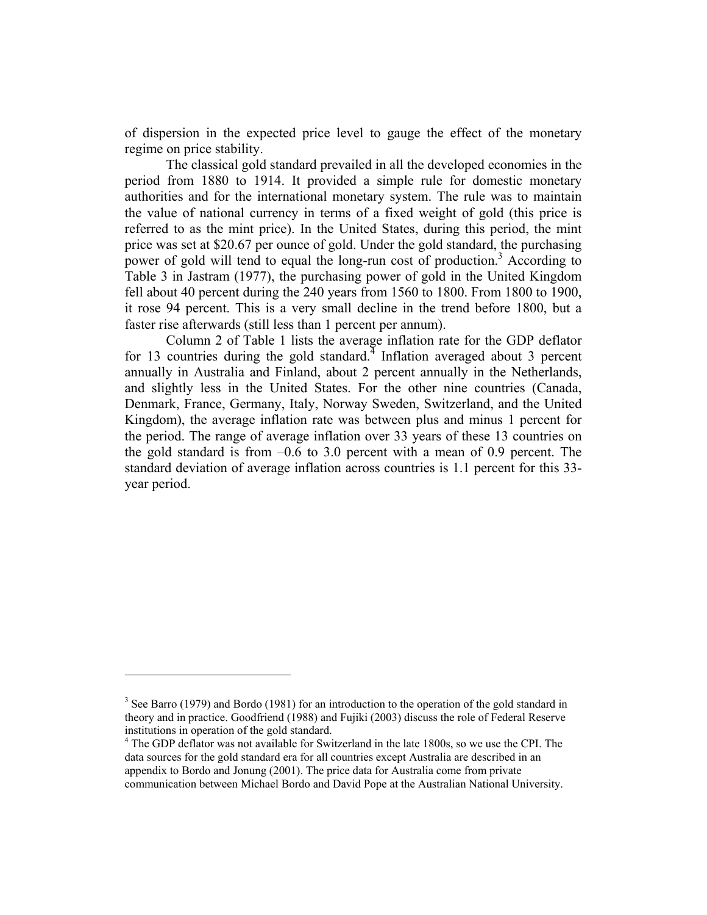of dispersion in the expected price level to gauge the effect of the monetary regime on price stability.

The classical gold standard prevailed in all the developed economies in the period from 1880 to 1914. It provided a simple rule for domestic monetary authorities and for the international monetary system. The rule was to maintain the value of national currency in terms of a fixed weight of gold (this price is referred to as the mint price). In the United States, during this period, the mint price was set at $20.67 per ounce of gold. Under the gold standard, the purchasing power of gold will tend to equal the long-run cost of production.[3] According to Table 3 in Jastram (1977), the purchasing power of gold in the United Kingdom fell about 40 percent during the 240 years from 1560 to 1800. From 1800 to 1900, it rose 94 percent. This is a very small decline in the trend before 1800, but a faster rise afterwards (still less than 1 percent per annum).

Column 2 of Table 1 lists the average inflation rate for the GDP deflator for 13 countries during the gold standard.[4] Inflation averaged about 3 percent annually in Australia and Finland, about 2 percent annually in the Netherlands, and slightly less in the United States. For the other nine countries (Canada, Denmark, France, Germany, Italy, Norway Sweden, Switzerland, and the United Kingdom), the average inflation rate was between plus and minus 1 percent for the period. The range of average inflation over 33 years of these 13 countries on the gold standard is from –0.6 to 3.0 percent with a mean of 0.9 percent. The standard deviation of average inflation across countries is 1.1 percent for this 33-year period.

---

[3] See Barro (1979) and Bordo (1981) for an introduction to the operation of the gold standard in theory and in practice. Goodfriend (1988) and Fujiki (2003) discuss the role of Federal Reserve institutions in operation of the gold standard.

[4] The GDP deflator was not available for Switzerland in the late 1800s, so we use the CPI. The data sources for the gold standard era for all countries except Australia are described in an appendix to Bordo and Jonung (2001). The price data for Australia come from private communication between Michael Bordo and David Pope at the Australian National University.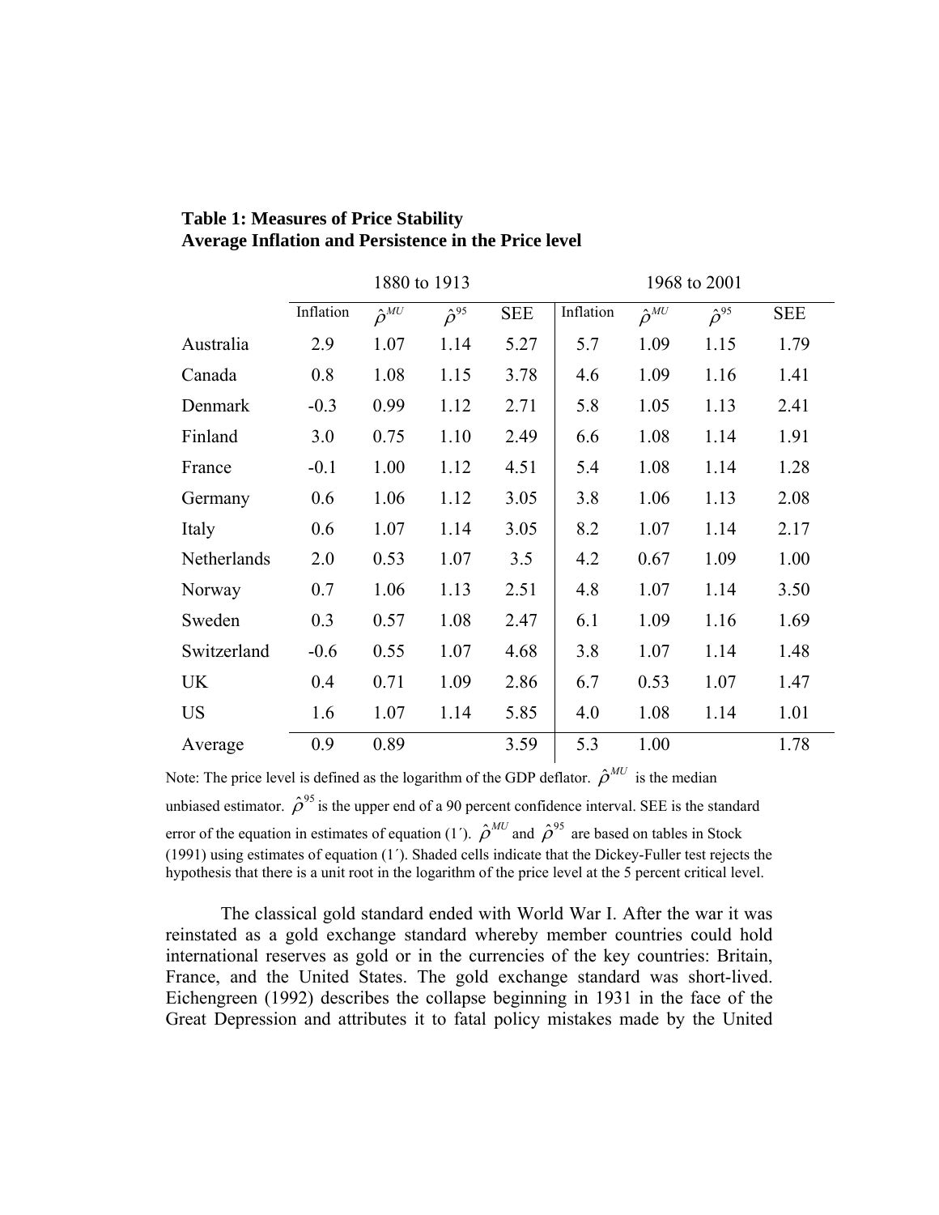**Table 1: Measures of Price Stability**
**Average Inflation and Persistence in the Price level**

| | 1880 to 1913 | | | | 1968 to 2001 | | | |
|---|---|---|---|---|---|---|---|---|
| | Inflation | $\hat{\rho}^{MU}$ | $\hat{\rho}^{95}$ | SEE | Inflation | $\hat{\rho}^{MU}$ | $\hat{\rho}^{95}$ | SEE |
| Australia | 2.9 | 1.07 | 1.14 | 5.27 | 5.7 | 1.09 | 1.15 | 1.79 |
| Canada | 0.8 | 1.08 | 1.15 | 3.78 | 4.6 | 1.09 | 1.16 | 1.41 |
| Denmark | -0.3 | 0.99 | 1.12 | 2.71 | 5.8 | 1.05 | 1.13 | 2.41 |
| Finland | 3.0 | 0.75 | 1.10 | 2.49 | 6.6 | 1.08 | 1.14 | 1.91 |
| France | -0.1 | 1.00 | 1.12 | 4.51 | 5.4 | 1.08 | 1.14 | 1.28 |
| Germany | 0.6 | 1.06 | 1.12 | 3.05 | 3.8 | 1.06 | 1.13 | 2.08 |
| Italy | 0.6 | 1.07 | 1.14 | 3.05 | 8.2 | 1.07 | 1.14 | 2.17 |
| Netherlands | 2.0 | 0.53 | 1.07 | 3.5 | 4.2 | 0.67 | 1.09 | 1.00 |
| Norway | 0.7 | 1.06 | 1.13 | 2.51 | 4.8 | 1.07 | 1.14 | 3.50 |
| Sweden | 0.3 | 0.57 | 1.08 | 2.47 | 6.1 | 1.09 | 1.16 | 1.69 |
| Switzerland | -0.6 | 0.55 | 1.07 | 4.68 | 3.8 | 1.07 | 1.14 | 1.48 |
| UK | 0.4 | 0.71 | 1.09 | 2.86 | 6.7 | 0.53 | 1.07 | 1.47 |
| US | 1.6 | 1.07 | 1.14 | 5.85 | 4.0 | 1.08 | 1.14 | 1.01 |
| Average | 0.9 | 0.89 | | 3.59 | 5.3 | 1.00 | | 1.78 |

Note: The price level is defined as the logarithm of the GDP deflator. $\hat{\rho}^{MU}$ is the median unbiased estimator. $\hat{\rho}^{95}$ is the upper end of a 90 percent confidence interval. SEE is the standard error of the equation in estimates of equation (1´). $\hat{\rho}^{MU}$ and $\hat{\rho}^{95}$ are based on tables in Stock (1991) using estimates of equation (1´). Shaded cells indicate that the Dickey-Fuller test rejects the hypothesis that there is a unit root in the logarithm of the price level at the 5 percent critical level.

The classical gold standard ended with World War I. After the war it was reinstated as a gold exchange standard whereby member countries could hold international reserves as gold or in the currencies of the key countries: Britain, France, and the United States. The gold exchange standard was short-lived. Eichengreen (1992) describes the collapse beginning in 1931 in the face of the Great Depression and attributes it to fatal policy mistakes made by the United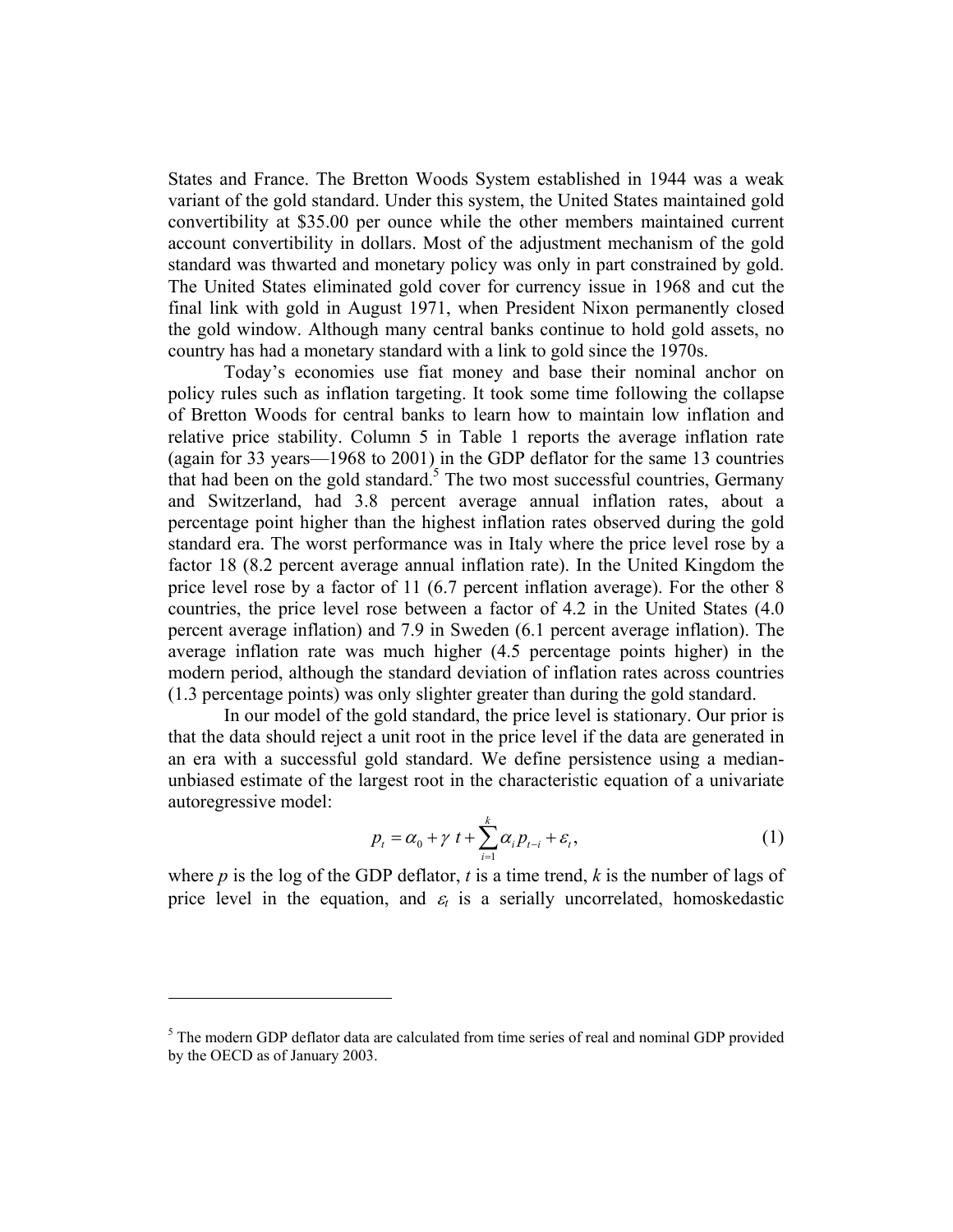States and France. The Bretton Woods System established in 1944 was a weak variant of the gold standard. Under this system, the United States maintained gold convertibility at $35.00 per ounce while the other members maintained current account convertibility in dollars. Most of the adjustment mechanism of the gold standard was thwarted and monetary policy was only in part constrained by gold. The United States eliminated gold cover for currency issue in 1968 and cut the final link with gold in August 1971, when President Nixon permanently closed the gold window. Although many central banks continue to hold gold assets, no country has had a monetary standard with a link to gold since the 1970s.

Today's economies use fiat money and base their nominal anchor on policy rules such as inflation targeting. It took some time following the collapse of Bretton Woods for central banks to learn how to maintain low inflation and relative price stability. Column 5 in Table 1 reports the average inflation rate (again for 33 years—1968 to 2001) in the GDP deflator for the same 13 countries that had been on the gold standard.[5] The two most successful countries, Germany and Switzerland, had 3.8 percent average annual inflation rates, about a percentage point higher than the highest inflation rates observed during the gold standard era. The worst performance was in Italy where the price level rose by a factor 18 (8.2 percent average annual inflation rate). In the United Kingdom the price level rose by a factor of 11 (6.7 percent inflation average). For the other 8 countries, the price level rose between a factor of 4.2 in the United States (4.0 percent average inflation) and 7.9 in Sweden (6.1 percent average inflation). The average inflation rate was much higher (4.5 percentage points higher) in the modern period, although the standard deviation of inflation rates across countries (1.3 percentage points) was only slighter greater than during the gold standard.

In our model of the gold standard, the price level is stationary. Our prior is that the data should reject a unit root in the price level if the data are generated in an era with a successful gold standard. We define persistence using a median-unbiased estimate of the largest root in the characteristic equation of a univariate autoregressive model:

$$p_t = \alpha_0 + \gamma\, t + \sum_{i=1}^{k} \alpha_i p_{t-i} + \varepsilon_t, \tag{1}$$

where $p$ is the log of the GDP deflator, $t$ is a time trend, $k$ is the number of lags of price level in the equation, and $\varepsilon_t$ is a serially uncorrelated, homoskedastic

[5] The modern GDP deflator data are calculated from time series of real and nominal GDP provided by the OECD as of January 2003.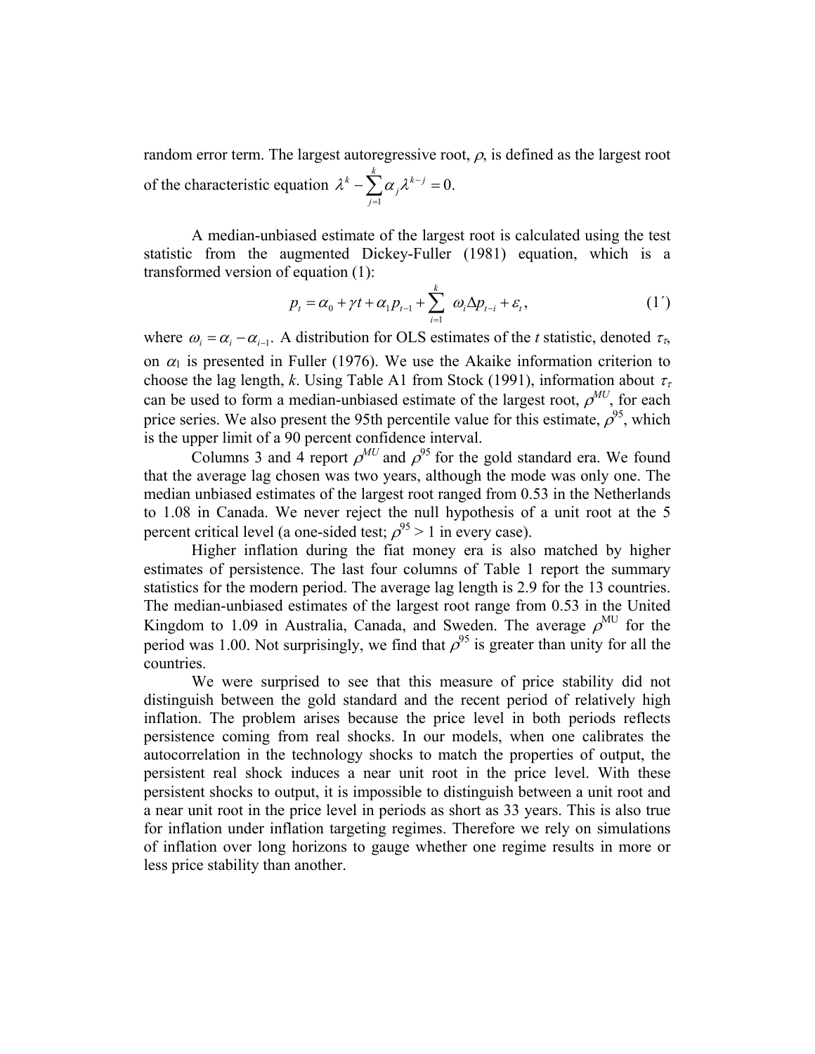random error term. The largest autoregressive root, $\rho$, is defined as the largest root of the characteristic equation $\lambda^k - \sum_{j=1}^{k} \alpha_j \lambda^{k-j} = 0.$

A median-unbiased estimate of the largest root is calculated using the test statistic from the augmented Dickey-Fuller (1981) equation, which is a transformed version of equation (1):

$$p_t = \alpha_0 + \gamma t + \alpha_1 p_{t-1} + \sum_{i=1}^{k} \omega_i \Delta p_{t-i} + \varepsilon_t, \tag{1′}$$

where $\omega_i = \alpha_i - \alpha_{i-1}$. A distribution for OLS estimates of the $t$ statistic, denoted $\tau_\tau$, on $\alpha_1$ is presented in Fuller (1976). We use the Akaike information criterion to choose the lag length, $k$. Using Table A1 from Stock (1991), information about $\tau_\tau$ can be used to form a median-unbiased estimate of the largest root, $\rho^{MU}$, for each price series. We also present the 95th percentile value for this estimate, $\rho^{95}$, which is the upper limit of a 90 percent confidence interval.

Columns 3 and 4 report $\rho^{MU}$ and $\rho^{95}$ for the gold standard era. We found that the average lag chosen was two years, although the mode was only one. The median unbiased estimates of the largest root ranged from 0.53 in the Netherlands to 1.08 in Canada. We never reject the null hypothesis of a unit root at the 5 percent critical level (a one-sided test; $\rho^{95} > 1$ in every case).

Higher inflation during the fiat money era is also matched by higher estimates of persistence. The last four columns of Table 1 report the summary statistics for the modern period. The average lag length is 2.9 for the 13 countries. The median-unbiased estimates of the largest root range from 0.53 in the United Kingdom to 1.09 in Australia, Canada, and Sweden. The average $\rho^{MU}$ for the period was 1.00. Not surprisingly, we find that $\rho^{95}$ is greater than unity for all the countries.

We were surprised to see that this measure of price stability did not distinguish between the gold standard and the recent period of relatively high inflation. The problem arises because the price level in both periods reflects persistence coming from real shocks. In our models, when one calibrates the autocorrelation in the technology shocks to match the properties of output, the persistent real shock induces a near unit root in the price level. With these persistent shocks to output, it is impossible to distinguish between a unit root and a near unit root in the price level in periods as short as 33 years. This is also true for inflation under inflation targeting regimes. Therefore we rely on simulations of inflation over long horizons to gauge whether one regime results in more or less price stability than another.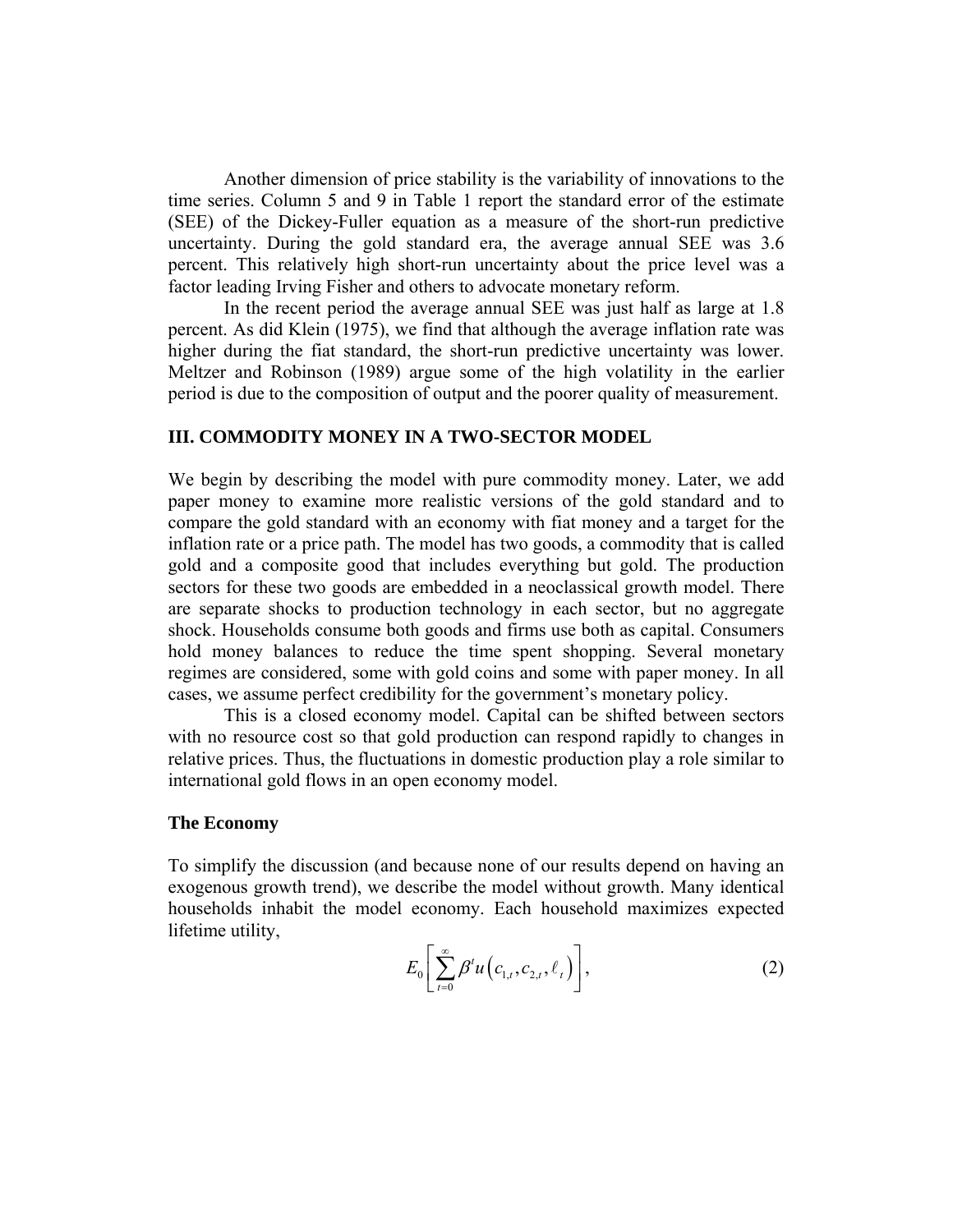Another dimension of price stability is the variability of innovations to the time series. Column 5 and 9 in Table 1 report the standard error of the estimate (SEE) of the Dickey-Fuller equation as a measure of the short-run predictive uncertainty. During the gold standard era, the average annual SEE was 3.6 percent. This relatively high short-run uncertainty about the price level was a factor leading Irving Fisher and others to advocate monetary reform.

In the recent period the average annual SEE was just half as large at 1.8 percent. As did Klein (1975), we find that although the average inflation rate was higher during the fiat standard, the short-run predictive uncertainty was lower. Meltzer and Robinson (1989) argue some of the high volatility in the earlier period is due to the composition of output and the poorer quality of measurement.

## III. COMMODITY MONEY IN A TWO-SECTOR MODEL

We begin by describing the model with pure commodity money. Later, we add paper money to examine more realistic versions of the gold standard and to compare the gold standard with an economy with fiat money and a target for the inflation rate or a price path. The model has two goods, a commodity that is called gold and a composite good that includes everything but gold. The production sectors for these two goods are embedded in a neoclassical growth model. There are separate shocks to production technology in each sector, but no aggregate shock. Households consume both goods and firms use both as capital. Consumers hold money balances to reduce the time spent shopping. Several monetary regimes are considered, some with gold coins and some with paper money. In all cases, we assume perfect credibility for the government's monetary policy.

This is a closed economy model. Capital can be shifted between sectors with no resource cost so that gold production can respond rapidly to changes in relative prices. Thus, the fluctuations in domestic production play a role similar to international gold flows in an open economy model.

### The Economy

To simplify the discussion (and because none of our results depend on having an exogenous growth trend), we describe the model without growth. Many identical households inhabit the model economy. Each household maximizes expected lifetime utility,

$$E_0\left[\sum_{t=0}^{\infty}\beta^t u\left(c_{1,t}, c_{2,t}, \ell_t\right)\right], \tag{2}$$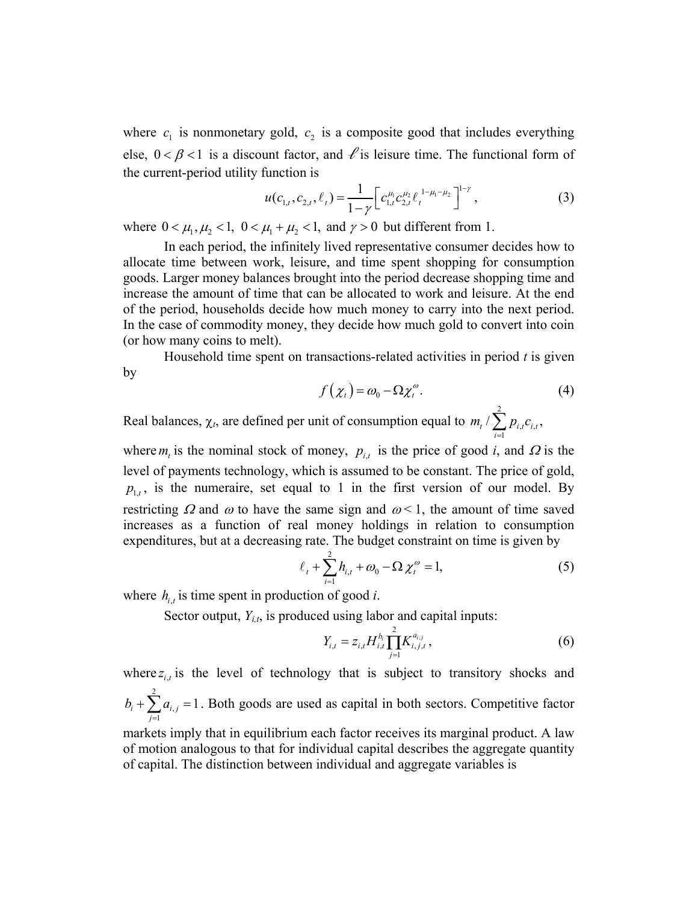where $c_1$ is nonmonetary gold, $c_2$ is a composite good that includes everything else, $0 < \beta < 1$ is a discount factor, and $\ell$ is leisure time. The functional form of the current-period utility function is

$$u(c_{1,t}, c_{2,t}, \ell_t) = \frac{1}{1-\gamma}\left[c_{1,t}^{\mu_1} c_{2,t}^{\mu_2} \ell_t^{\,1-\mu_1-\mu_2}\right]^{1-\gamma}, \tag{3}$$

where $0 < \mu_1, \mu_2 < 1,\ 0 < \mu_1 + \mu_2 < 1,$ and $\gamma > 0$ but different from 1.

In each period, the infinitely lived representative consumer decides how to allocate time between work, leisure, and time spent shopping for consumption goods. Larger money balances brought into the period decrease shopping time and increase the amount of time that can be allocated to work and leisure. At the end of the period, households decide how much money to carry into the next period. In the case of commodity money, they decide how much gold to convert into coin (or how many coins to melt).

Household time spent on transactions-related activities in period *t* is given by

$$f(\chi_t) = \omega_0 - \Omega \chi_t^{\omega}. \tag{4}$$

Real balances, $\chi_t$, are defined per unit of consumption equal to $m_t / \sum_{i=1}^{2} p_{i,t} c_{i,t}$, where $m_t$ is the nominal stock of money, $p_{i,t}$ is the price of good *i*, and $\Omega$ is the level of payments technology, which is assumed to be constant. The price of gold, $p_{1,t}$, is the numeraire, set equal to 1 in the first version of our model. By restricting $\Omega$ and $\omega$ to have the same sign and $\omega < 1$, the amount of time saved increases as a function of real money holdings in relation to consumption expenditures, but at a decreasing rate. The budget constraint on time is given by

$$\ell_t + \sum_{i=1}^{2} h_{i,t} + \omega_0 - \Omega\,\chi_t^{\omega} = 1, \tag{5}$$

where $h_{i,t}$ is time spent in production of good *i*.

Sector output, $Y_{i,t}$, is produced using labor and capital inputs:

$$Y_{i,t} = z_{i,t} H_{i,t}^{b_i} \prod_{j=1}^{2} K_{i,j,t}^{a_{i,j}}, \tag{6}$$

where $z_{i,t}$ is the level of technology that is subject to transitory shocks and $b_i + \sum_{j=1}^{2} a_{i,j} = 1$. Both goods are used as capital in both sectors. Competitive factor markets imply that in equilibrium each factor receives its marginal product. A law of motion analogous to that for individual capital describes the aggregate quantity of capital. The distinction between individual and aggregate variables is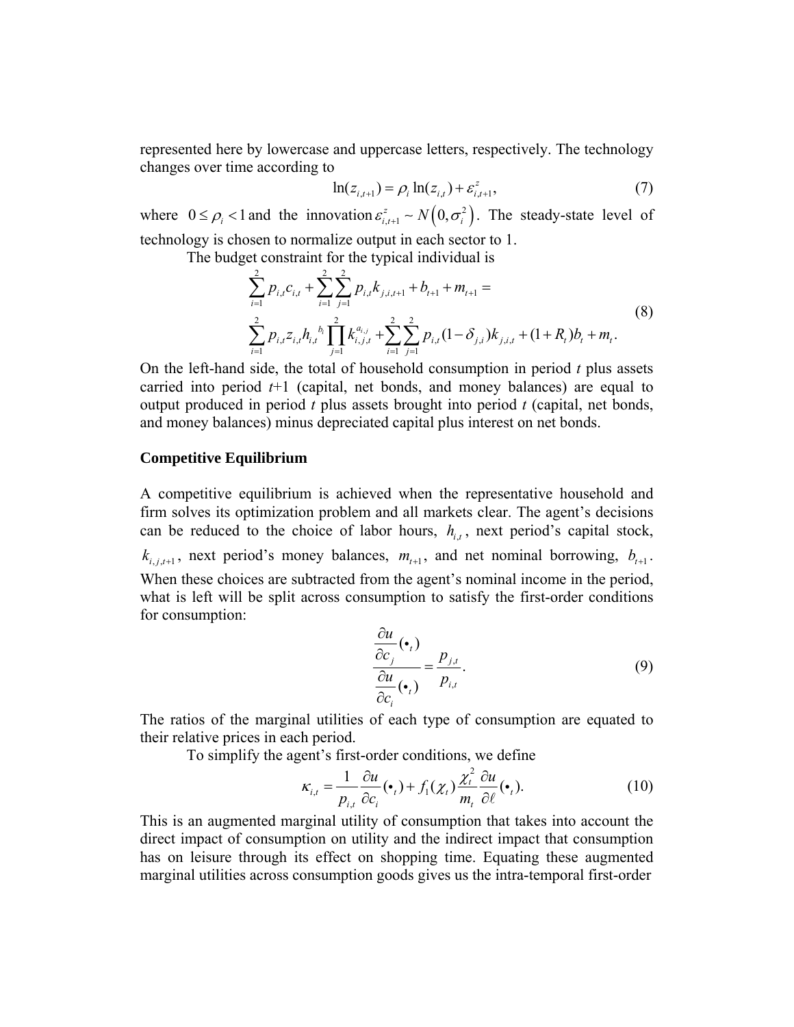represented here by lowercase and uppercase letters, respectively. The technology changes over time according to

$$\ln(z_{i,t+1}) = \rho_i \ln(z_{i,t}) + \varepsilon^z_{i,t+1}, \tag{7}$$

where $0 \le \rho_i < 1$ and the innovation $\varepsilon^z_{i,t+1} \sim N\left(0, \sigma_i^2\right)$. The steady-state level of technology is chosen to normalize output in each sector to 1.

The budget constraint for the typical individual is

$$\begin{aligned} &\sum_{i=1}^{2} p_{i,t} c_{i,t} + \sum_{i=1}^{2}\sum_{j=1}^{2} p_{i,t} k_{j,i,t+1} + b_{t+1} + m_{t+1} = \\ &\sum_{i=1}^{2} p_{i,t} z_{i,t} h_{i,t}^{\,b_i} \prod_{j=1}^{2} k_{i,j,t}^{a_{i,j}} + \sum_{i=1}^{2}\sum_{j=1}^{2} p_{i,t}(1-\delta_{j,i}) k_{j,i,t} + (1+R_t) b_t + m_t. \end{aligned} \tag{8}$$

On the left-hand side, the total of household consumption in period *t* plus assets carried into period *t*+1 (capital, net bonds, and money balances) are equal to output produced in period *t* plus assets brought into period *t* (capital, net bonds, and money balances) minus depreciated capital plus interest on net bonds.

## Competitive Equilibrium

A competitive equilibrium is achieved when the representative household and firm solves its optimization problem and all markets clear. The agent's decisions can be reduced to the choice of labor hours, $h_{i,t}$, next period's capital stock, $k_{i,j,t+1}$, next period's money balances, $m_{t+1}$, and net nominal borrowing, $b_{t+1}$. When these choices are subtracted from the agent's nominal income in the period, what is left will be split across consumption to satisfy the first-order conditions for consumption:

$$\frac{\dfrac{\partial u}{\partial c_j}(\bullet_t)}{\dfrac{\partial u}{\partial c_i}(\bullet_t)} = \frac{p_{j,t}}{p_{i,t}}. \tag{9}$$

The ratios of the marginal utilities of each type of consumption are equated to their relative prices in each period.

To simplify the agent's first-order conditions, we define

$$\kappa_{i,t} = \frac{1}{p_{i,t}} \frac{\partial u}{\partial c_i}(\bullet_t) + f_1(\chi_t) \frac{\chi_t^2}{m_t} \frac{\partial u}{\partial \ell}(\bullet_t). \tag{10}$$

This is an augmented marginal utility of consumption that takes into account the direct impact of consumption on utility and the indirect impact that consumption has on leisure through its effect on shopping time. Equating these augmented marginal utilities across consumption goods gives us the intra-temporal first-order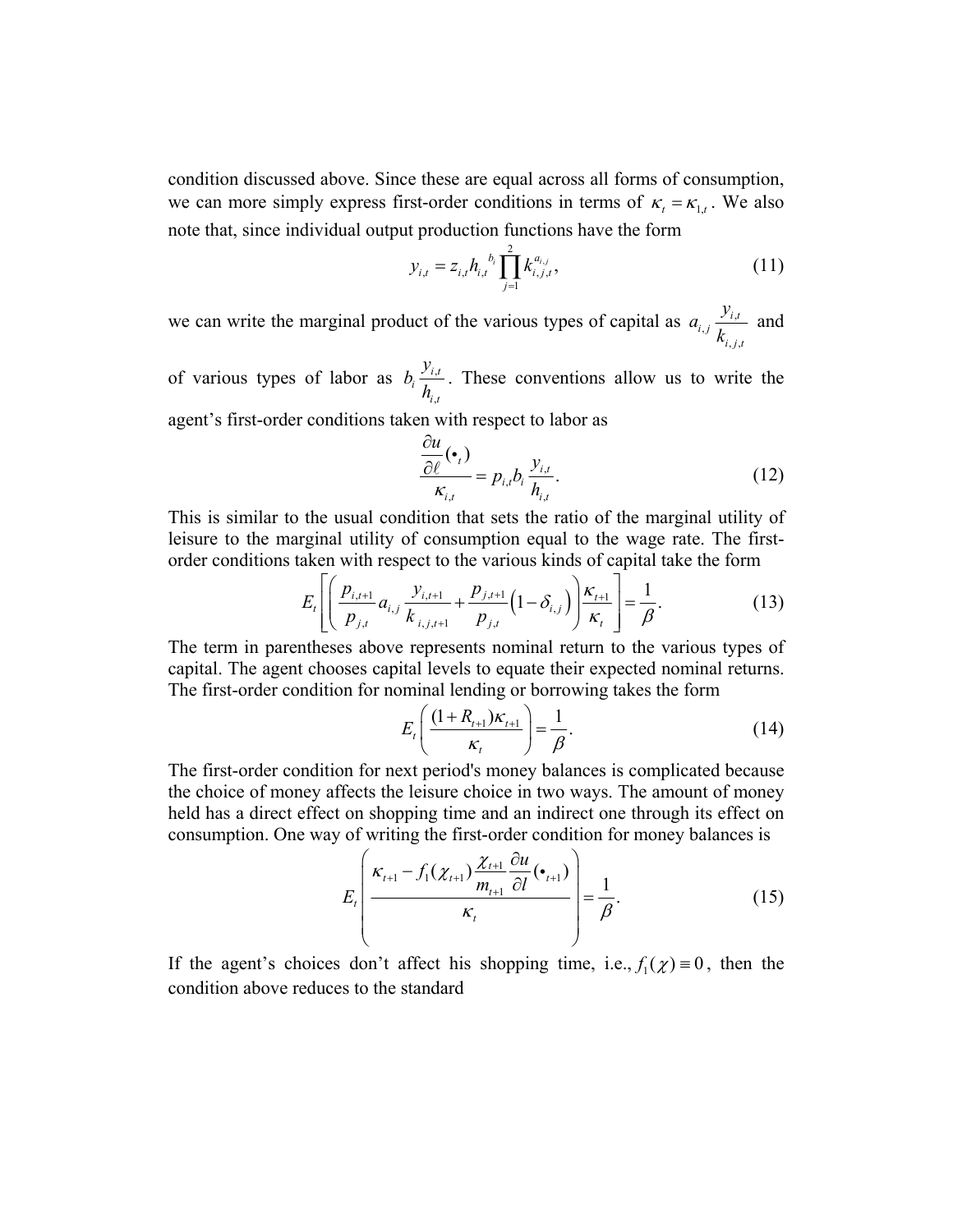condition discussed above. Since these are equal across all forms of consumption, we can more simply express first-order conditions in terms of $\kappa_t = \kappa_{1,t}$. We also note that, since individual output production functions have the form

$$y_{i,t} = z_{i,t} h_{i,t}^{\ b_i} \prod_{j=1}^{2} k_{i,j,t}^{a_{i,j}}, \tag{11}$$

we can write the marginal product of the various types of capital as $a_{i,j} \dfrac{y_{i,t}}{k_{i,j,t}}$ and of various types of labor as $b_i \dfrac{y_{i,t}}{h_{i,t}}$. These conventions allow us to write the agent's first-order conditions taken with respect to labor as

$$\frac{\dfrac{\partial u}{\partial \ell}(\bullet_t)}{\kappa_{i,t}} = p_{i,t} b_i \frac{y_{i,t}}{h_{i,t}}. \tag{12}$$

This is similar to the usual condition that sets the ratio of the marginal utility of leisure to the marginal utility of consumption equal to the wage rate. The first-order conditions taken with respect to the various kinds of capital take the form

$$E_t \left[ \left( \frac{p_{i,t+1}}{p_{j,t}} a_{i,j} \frac{y_{i,t+1}}{k_{i,j,t+1}} + \frac{p_{j,t+1}}{p_{j,t}} \left(1 - \delta_{i,j}\right) \right) \frac{\kappa_{t+1}}{\kappa_t} \right] = \frac{1}{\beta}. \tag{13}$$

The term in parentheses above represents nominal return to the various types of capital. The agent chooses capital levels to equate their expected nominal returns. The first-order condition for nominal lending or borrowing takes the form

$$E_t \left( \frac{(1 + R_{t+1}) \kappa_{t+1}}{\kappa_t} \right) = \frac{1}{\beta}. \tag{14}$$

The first-order condition for next period's money balances is complicated because the choice of money affects the leisure choice in two ways. The amount of money held has a direct effect on shopping time and an indirect one through its effect on consumption. One way of writing the first-order condition for money balances is

$$E_t \left( \frac{\kappa_{t+1} - f_1(\chi_{t+1}) \dfrac{\chi_{t+1}}{m_{t+1}} \dfrac{\partial u}{\partial l}(\bullet_{t+1})}{\kappa_t} \right) = \frac{1}{\beta}. \tag{15}$$

If the agent's choices don't affect his shopping time, i.e., $f_1(\chi) \equiv 0$, then the condition above reduces to the standard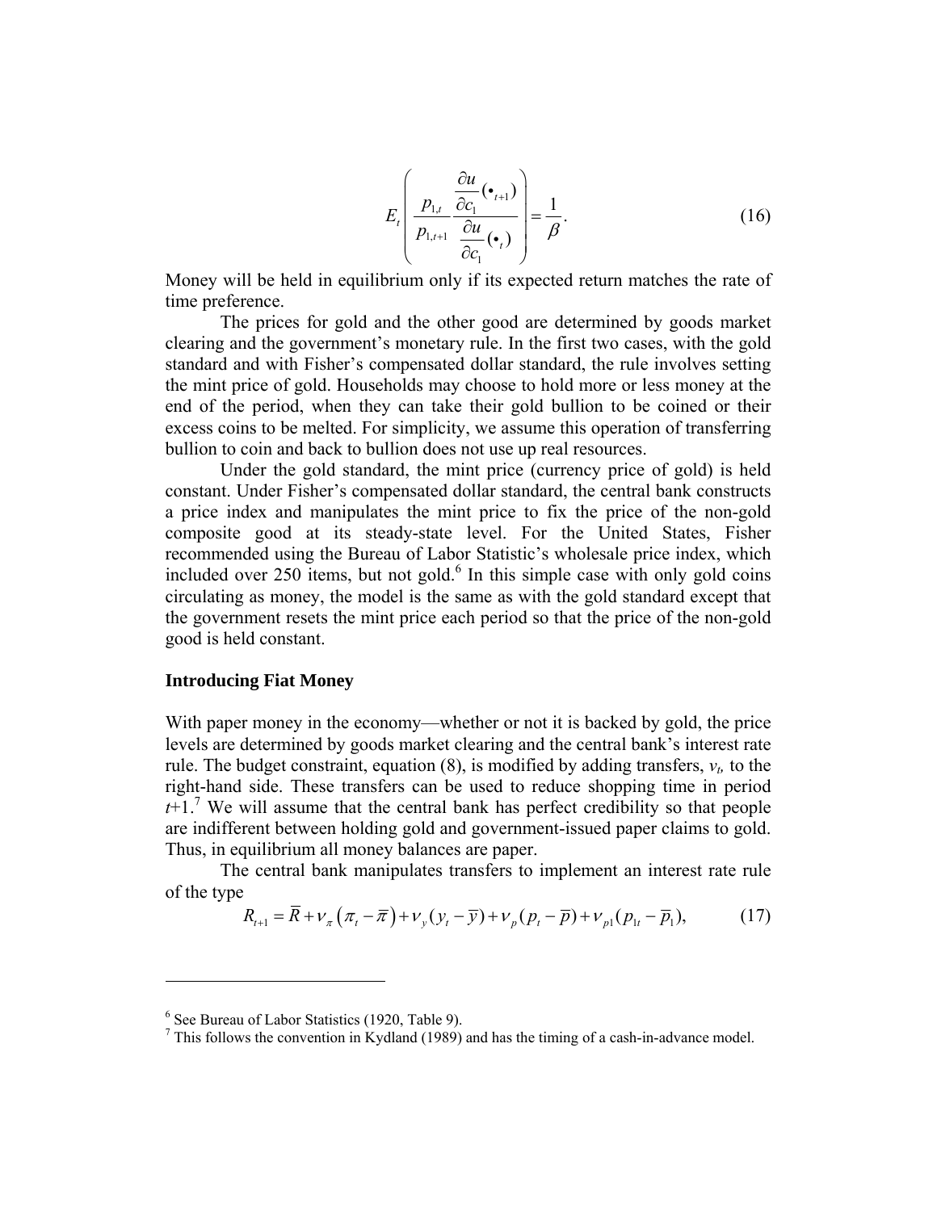$$E_t\left(\frac{p_{1,t}}{p_{1,t+1}}\frac{\frac{\partial u}{\partial c_1}(\bullet_{t+1})}{\frac{\partial u}{\partial c_1}(\bullet_t)}\right)=\frac{1}{\beta}. \tag{16}$$

Money will be held in equilibrium only if its expected return matches the rate of time preference.

The prices for gold and the other good are determined by goods market clearing and the government's monetary rule. In the first two cases, with the gold standard and with Fisher's compensated dollar standard, the rule involves setting the mint price of gold. Households may choose to hold more or less money at the end of the period, when they can take their gold bullion to be coined or their excess coins to be melted. For simplicity, we assume this operation of transferring bullion to coin and back to bullion does not use up real resources.

Under the gold standard, the mint price (currency price of gold) is held constant. Under Fisher's compensated dollar standard, the central bank constructs a price index and manipulates the mint price to fix the price of the non-gold composite good at its steady-state level. For the United States, Fisher recommended using the Bureau of Labor Statistic's wholesale price index, which included over 250 items, but not gold.[6] In this simple case with only gold coins circulating as money, the model is the same as with the gold standard except that the government resets the mint price each period so that the price of the non-gold good is held constant.

### Introducing Fiat Money

With paper money in the economy—whether or not it is backed by gold, the price levels are determined by goods market clearing and the central bank's interest rate rule. The budget constraint, equation (8), is modified by adding transfers, $v_t$, to the right-hand side. These transfers can be used to reduce shopping time in period $t$+1.[7] We will assume that the central bank has perfect credibility so that people are indifferent between holding gold and government-issued paper claims to gold. Thus, in equilibrium all money balances are paper.

The central bank manipulates transfers to implement an interest rate rule of the type

$$R_{t+1}=\overline{R}+v_\pi\left(\pi_t-\overline{\pi}\right)+v_y(y_t-\overline{y})+v_p(p_t-\overline{p})+v_{p1}(p_{1t}-\overline{p}_1), \tag{17}$$

---

[6] See Bureau of Labor Statistics (1920, Table 9).

[7] This follows the convention in Kydland (1989) and has the timing of a cash-in-advance model.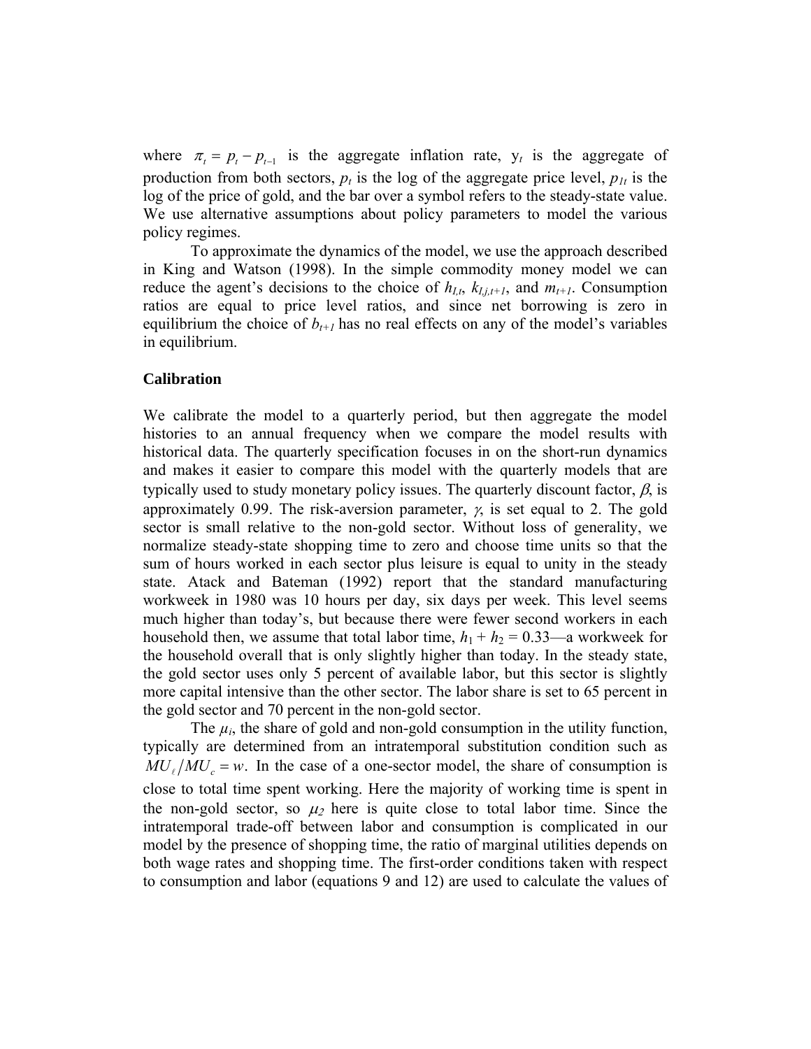where $\pi_t = p_t - p_{t-1}$ is the aggregate inflation rate, $y_t$ is the aggregate of production from both sectors, $p_t$ is the log of the aggregate price level, $p_{1t}$ is the log of the price of gold, and the bar over a symbol refers to the steady-state value. We use alternative assumptions about policy parameters to model the various policy regimes.

To approximate the dynamics of the model, we use the approach described in King and Watson (1998). In the simple commodity money model we can reduce the agent's decisions to the choice of $h_{I,t}$, $k_{I,j,t+1}$, and $m_{t+1}$. Consumption ratios are equal to price level ratios, and since net borrowing is zero in equilibrium the choice of $b_{t+1}$ has no real effects on any of the model's variables in equilibrium.

### Calibration

We calibrate the model to a quarterly period, but then aggregate the model histories to an annual frequency when we compare the model results with historical data. The quarterly specification focuses in on the short-run dynamics and makes it easier to compare this model with the quarterly models that are typically used to study monetary policy issues. The quarterly discount factor, $\beta$, is approximately 0.99. The risk-aversion parameter, $\gamma$, is set equal to 2. The gold sector is small relative to the non-gold sector. Without loss of generality, we normalize steady-state shopping time to zero and choose time units so that the sum of hours worked in each sector plus leisure is equal to unity in the steady state. Atack and Bateman (1992) report that the standard manufacturing workweek in 1980 was 10 hours per day, six days per week. This level seems much higher than today's, but because there were fewer second workers in each household then, we assume that total labor time, $h_1 + h_2 = 0.33$—a workweek for the household overall that is only slightly higher than today. In the steady state, the gold sector uses only 5 percent of available labor, but this sector is slightly more capital intensive than the other sector. The labor share is set to 65 percent in the gold sector and 70 percent in the non-gold sector.

The $\mu_i$, the share of gold and non-gold consumption in the utility function, typically are determined from an intratemporal substitution condition such as $MU_{\ell}/MU_c = w$. In the case of a one-sector model, the share of consumption is close to total time spent working. Here the majority of working time is spent in the non-gold sector, so $\mu_2$ here is quite close to total labor time. Since the intratemporal trade-off between labor and consumption is complicated in our model by the presence of shopping time, the ratio of marginal utilities depends on both wage rates and shopping time. The first-order conditions taken with respect to consumption and labor (equations 9 and 12) are used to calculate the values of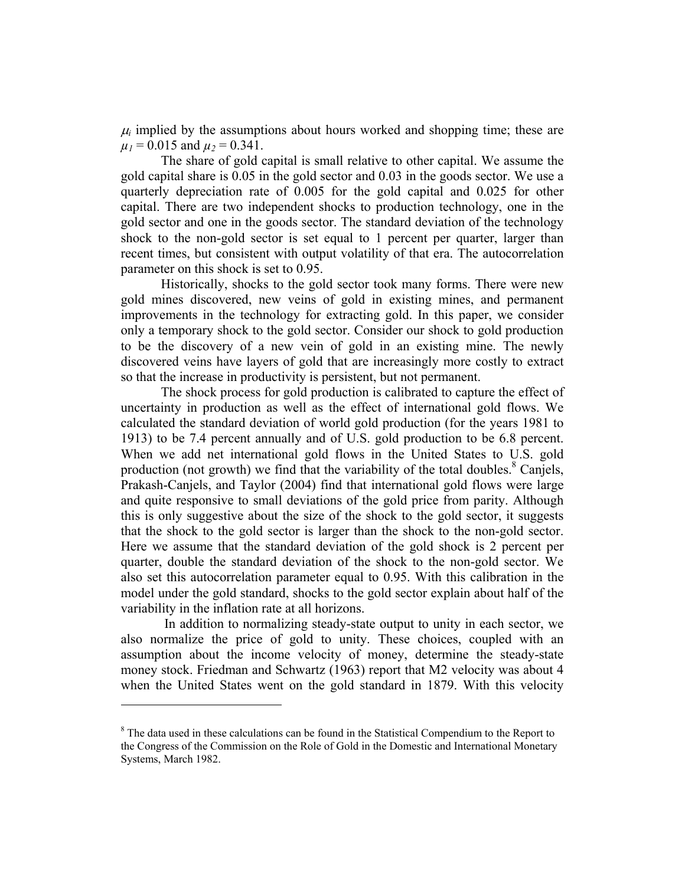$\mu_i$ implied by the assumptions about hours worked and shopping time; these are $\mu_1 = 0.015$ and $\mu_2 = 0.341$.

The share of gold capital is small relative to other capital. We assume the gold capital share is 0.05 in the gold sector and 0.03 in the goods sector. We use a quarterly depreciation rate of 0.005 for the gold capital and 0.025 for other capital. There are two independent shocks to production technology, one in the gold sector and one in the goods sector. The standard deviation of the technology shock to the non-gold sector is set equal to 1 percent per quarter, larger than recent times, but consistent with output volatility of that era. The autocorrelation parameter on this shock is set to 0.95.

Historically, shocks to the gold sector took many forms. There were new gold mines discovered, new veins of gold in existing mines, and permanent improvements in the technology for extracting gold. In this paper, we consider only a temporary shock to the gold sector. Consider our shock to gold production to be the discovery of a new vein of gold in an existing mine. The newly discovered veins have layers of gold that are increasingly more costly to extract so that the increase in productivity is persistent, but not permanent.

The shock process for gold production is calibrated to capture the effect of uncertainty in production as well as the effect of international gold flows. We calculated the standard deviation of world gold production (for the years 1981 to 1913) to be 7.4 percent annually and of U.S. gold production to be 6.8 percent. When we add net international gold flows in the United States to U.S. gold production (not growth) we find that the variability of the total doubles.[8] Canjels, Prakash-Canjels, and Taylor (2004) find that international gold flows were large and quite responsive to small deviations of the gold price from parity. Although this is only suggestive about the size of the shock to the gold sector, it suggests that the shock to the gold sector is larger than the shock to the non-gold sector. Here we assume that the standard deviation of the gold shock is 2 percent per quarter, double the standard deviation of the shock to the non-gold sector. We also set this autocorrelation parameter equal to 0.95. With this calibration in the model under the gold standard, shocks to the gold sector explain about half of the variability in the inflation rate at all horizons.

In addition to normalizing steady-state output to unity in each sector, we also normalize the price of gold to unity. These choices, coupled with an assumption about the income velocity of money, determine the steady-state money stock. Friedman and Schwartz (1963) report that M2 velocity was about 4 when the United States went on the gold standard in 1879. With this velocity

---

[8] The data used in these calculations can be found in the Statistical Compendium to the Report to the Congress of the Commission on the Role of Gold in the Domestic and International Monetary Systems, March 1982.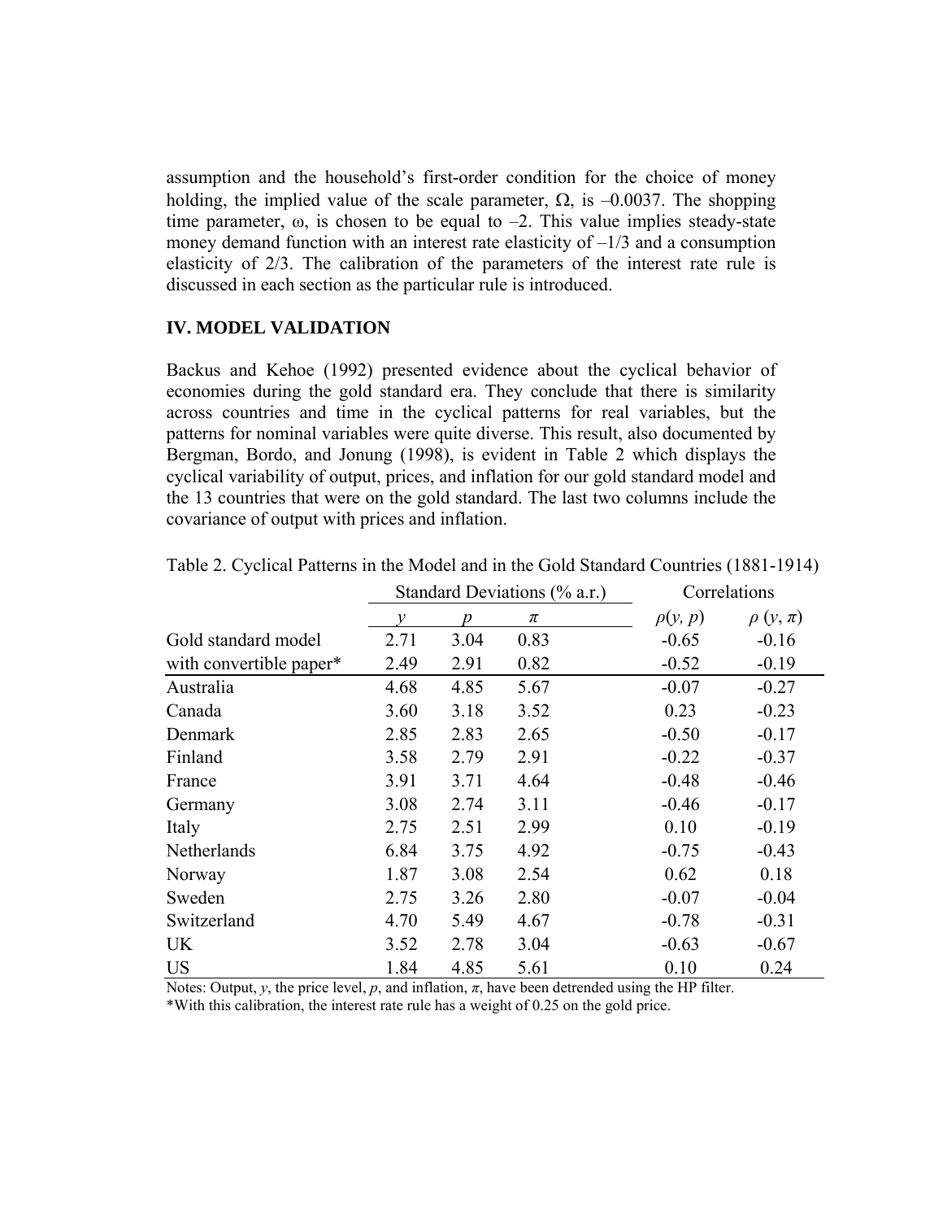assumption and the household's first-order condition for the choice of money holding, the implied value of the scale parameter, $\Omega$, is $-0.0037$. The shopping time parameter, $\omega$, is chosen to be equal to $-2$. This value implies steady-state money demand function with an interest rate elasticity of $-1/3$ and a consumption elasticity of 2/3. The calibration of the parameters of the interest rate rule is discussed in each section as the particular rule is introduced.

## IV. MODEL VALIDATION

Backus and Kehoe (1992) presented evidence about the cyclical behavior of economies during the gold standard era. They conclude that there is similarity across countries and time in the cyclical patterns for real variables, but the patterns for nominal variables were quite diverse. This result, also documented by Bergman, Bordo, and Jonung (1998), is evident in Table 2 which displays the cyclical variability of output, prices, and inflation for our gold standard model and the 13 countries that were on the gold standard. The last two columns include the covariance of output with prices and inflation.

Table 2. Cyclical Patterns in the Model and in the Gold Standard Countries (1881-1914)

| | Standard Deviations (% a.r.) | | | Correlations | |
|---|---|---|---|---|---|
| | $y$ | $p$ | $\pi$ | $\rho(y, p)$ | $\rho(y, \pi)$ |
| Gold standard model | 2.71 | 3.04 | 0.83 | -0.65 | -0.16 |
| with convertible paper* | 2.49 | 2.91 | 0.82 | -0.52 | -0.19 |
| Australia | 4.68 | 4.85 | 5.67 | -0.07 | -0.27 |
| Canada | 3.60 | 3.18 | 3.52 | 0.23 | -0.23 |
| Denmark | 2.85 | 2.83 | 2.65 | -0.50 | -0.17 |
| Finland | 3.58 | 2.79 | 2.91 | -0.22 | -0.37 |
| France | 3.91 | 3.71 | 4.64 | -0.48 | -0.46 |
| Germany | 3.08 | 2.74 | 3.11 | -0.46 | -0.17 |
| Italy | 2.75 | 2.51 | 2.99 | 0.10 | -0.19 |
| Netherlands | 6.84 | 3.75 | 4.92 | -0.75 | -0.43 |
| Norway | 1.87 | 3.08 | 2.54 | 0.62 | 0.18 |
| Sweden | 2.75 | 3.26 | 2.80 | -0.07 | -0.04 |
| Switzerland | 4.70 | 5.49 | 4.67 | -0.78 | -0.31 |
| UK | 3.52 | 2.78 | 3.04 | -0.63 | -0.67 |
| US | 1.84 | 4.85 | 5.61 | 0.10 | 0.24 |

Notes: Output, $y$, the price level, $p$, and inflation, $\pi$, have been detrended using the HP filter.
*With this calibration, the interest rate rule has a weight of 0.25 on the gold price.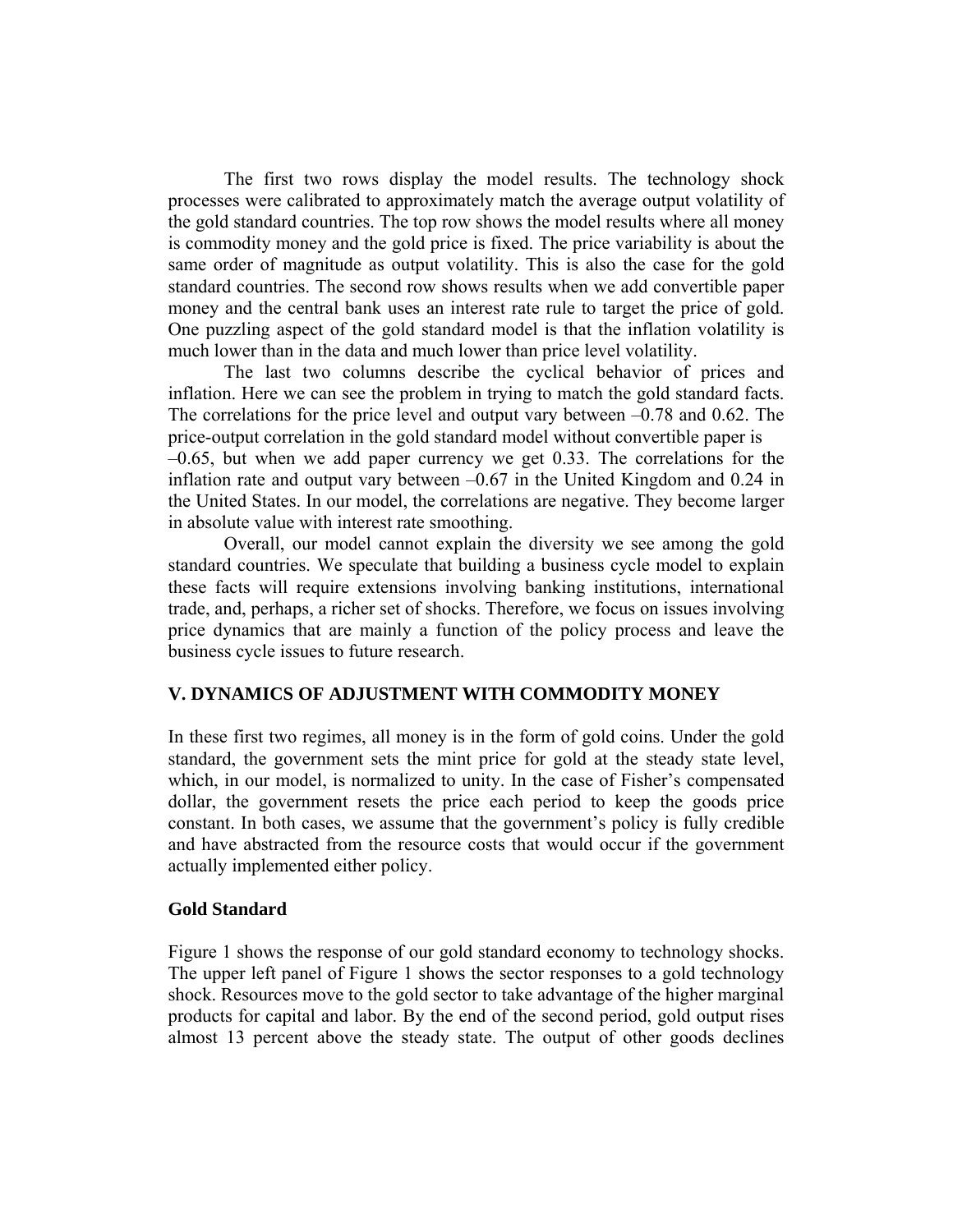The first two rows display the model results. The technology shock processes were calibrated to approximately match the average output volatility of the gold standard countries. The top row shows the model results where all money is commodity money and the gold price is fixed. The price variability is about the same order of magnitude as output volatility. This is also the case for the gold standard countries. The second row shows results when we add convertible paper money and the central bank uses an interest rate rule to target the price of gold. One puzzling aspect of the gold standard model is that the inflation volatility is much lower than in the data and much lower than price level volatility.

The last two columns describe the cyclical behavior of prices and inflation. Here we can see the problem in trying to match the gold standard facts. The correlations for the price level and output vary between –0.78 and 0.62. The price-output correlation in the gold standard model without convertible paper is –0.65, but when we add paper currency we get 0.33. The correlations for the inflation rate and output vary between –0.67 in the United Kingdom and 0.24 in the United States. In our model, the correlations are negative. They become larger in absolute value with interest rate smoothing.

Overall, our model cannot explain the diversity we see among the gold standard countries. We speculate that building a business cycle model to explain these facts will require extensions involving banking institutions, international trade, and, perhaps, a richer set of shocks. Therefore, we focus on issues involving price dynamics that are mainly a function of the policy process and leave the business cycle issues to future research.

## V. DYNAMICS OF ADJUSTMENT WITH COMMODITY MONEY

In these first two regimes, all money is in the form of gold coins. Under the gold standard, the government sets the mint price for gold at the steady state level, which, in our model, is normalized to unity. In the case of Fisher's compensated dollar, the government resets the price each period to keep the goods price constant. In both cases, we assume that the government's policy is fully credible and have abstracted from the resource costs that would occur if the government actually implemented either policy.

### Gold Standard

Figure 1 shows the response of our gold standard economy to technology shocks. The upper left panel of Figure 1 shows the sector responses to a gold technology shock. Resources move to the gold sector to take advantage of the higher marginal products for capital and labor. By the end of the second period, gold output rises almost 13 percent above the steady state. The output of other goods declines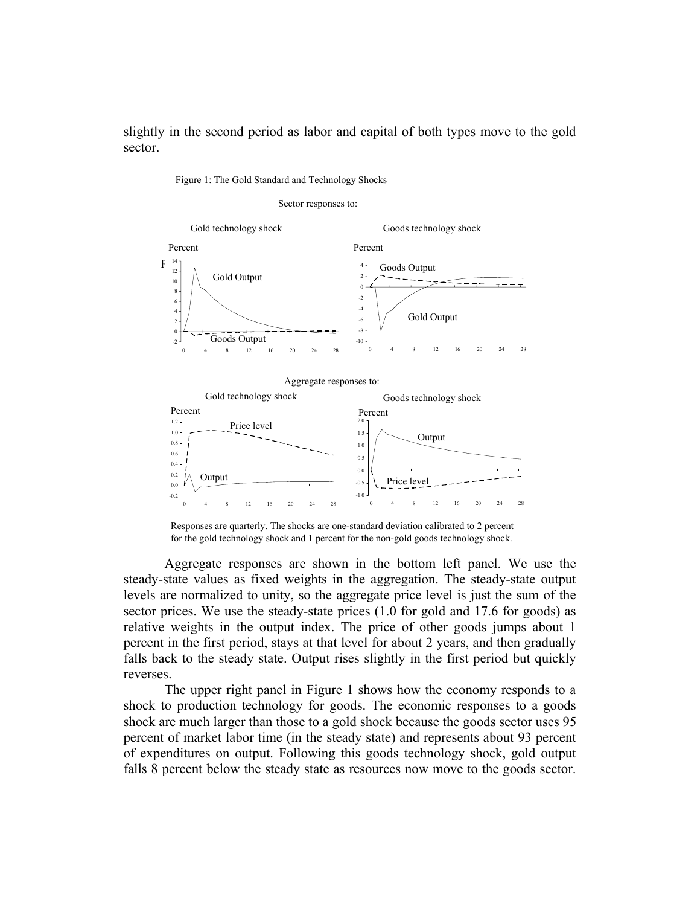slightly in the second period as labor and capital of both types move to the gold sector.

Figure 1: The Gold Standard and Technology Shocks

Responses are quarterly. The shocks are one-standard deviation calibrated to 2 percent for the gold technology shock and 1 percent for the non-gold goods technology shock.

Aggregate responses are shown in the bottom left panel. We use the steady-state values as fixed weights in the aggregation. The steady-state output levels are normalized to unity, so the aggregate price level is just the sum of the sector prices. We use the steady-state prices (1.0 for gold and 17.6 for goods) as relative weights in the output index. The price of other goods jumps about 1 percent in the first period, stays at that level for about 2 years, and then gradually falls back to the steady state. Output rises slightly in the first period but quickly reverses.

The upper right panel in Figure 1 shows how the economy responds to a shock to production technology for goods. The economic responses to a goods shock are much larger than those to a gold shock because the goods sector uses 95 percent of market labor time (in the steady state) and represents about 93 percent of expenditures on output. Following this goods technology shock, gold output falls 8 percent below the steady state as resources now move to the goods sector.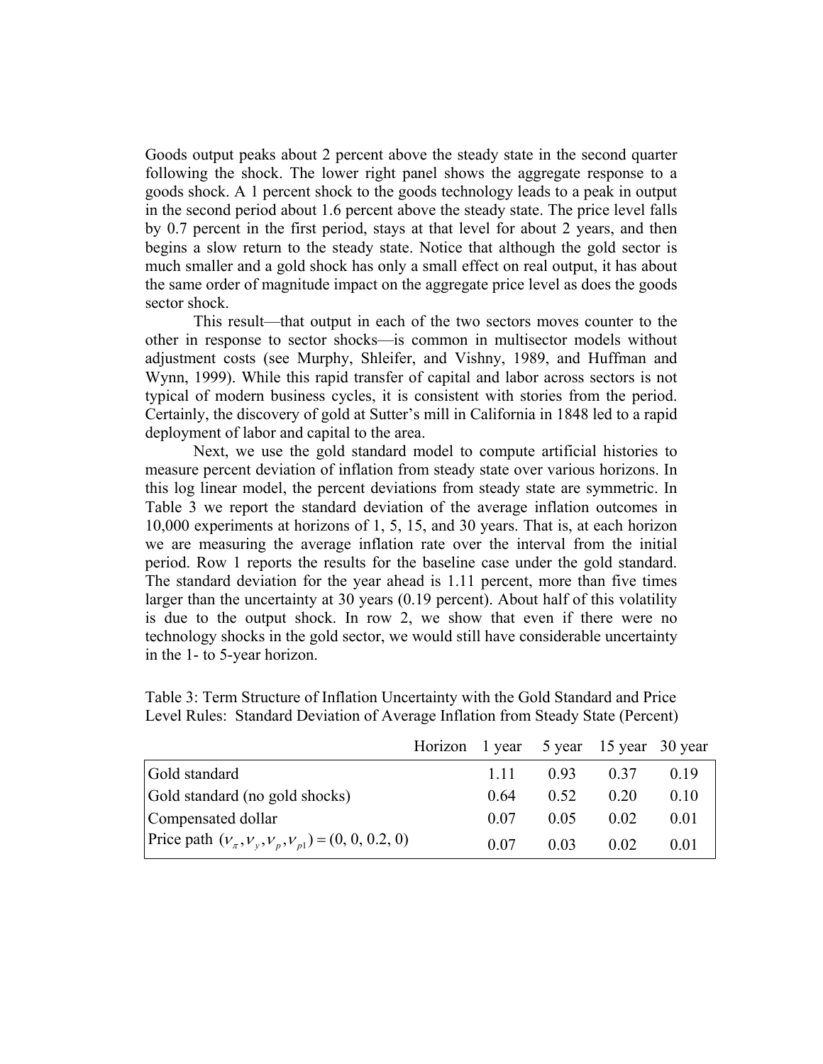Goods output peaks about 2 percent above the steady state in the second quarter following the shock. The lower right panel shows the aggregate response to a goods shock. A 1 percent shock to the goods technology leads to a peak in output in the second period about 1.6 percent above the steady state. The price level falls by 0.7 percent in the first period, stays at that level for about 2 years, and then begins a slow return to the steady state. Notice that although the gold sector is much smaller and a gold shock has only a small effect on real output, it has about the same order of magnitude impact on the aggregate price level as does the goods sector shock.

This result—that output in each of the two sectors moves counter to the other in response to sector shocks—is common in multisector models without adjustment costs (see Murphy, Shleifer, and Vishny, 1989, and Huffman and Wynn, 1999). While this rapid transfer of capital and labor across sectors is not typical of modern business cycles, it is consistent with stories from the period. Certainly, the discovery of gold at Sutter's mill in California in 1848 led to a rapid deployment of labor and capital to the area.

Next, we use the gold standard model to compute artificial histories to measure percent deviation of inflation from steady state over various horizons. In this log linear model, the percent deviations from steady state are symmetric. In Table 3 we report the standard deviation of the average inflation outcomes in 10,000 experiments at horizons of 1, 5, 15, and 30 years. That is, at each horizon we are measuring the average inflation rate over the interval from the initial period. Row 1 reports the results for the baseline case under the gold standard. The standard deviation for the year ahead is 1.11 percent, more than five times larger than the uncertainty at 30 years (0.19 percent). About half of this volatility is due to the output shock. In row 2, we show that even if there were no technology shocks in the gold sector, we would still have considerable uncertainty in the 1- to 5-year horizon.

Table 3: Term Structure of Inflation Uncertainty with the Gold Standard and Price Level Rules: Standard Deviation of Average Inflation from Steady State (Percent)

| Horizon | 1 year | 5 year | 15 year | 30 year |
|---|---|---|---|---|
| Gold standard | 1.11 | 0.93 | 0.37 | 0.19 |
| Gold standard (no gold shocks) | 0.64 | 0.52 | 0.20 | 0.10 |
| Compensated dollar | 0.07 | 0.05 | 0.02 | 0.01 |
| Price path $(\nu_{\pi}, \nu_{y}, \nu_{p}, \nu_{p1}) = (0, 0, 0.2, 0)$ | 0.07 | 0.03 | 0.02 | 0.01 |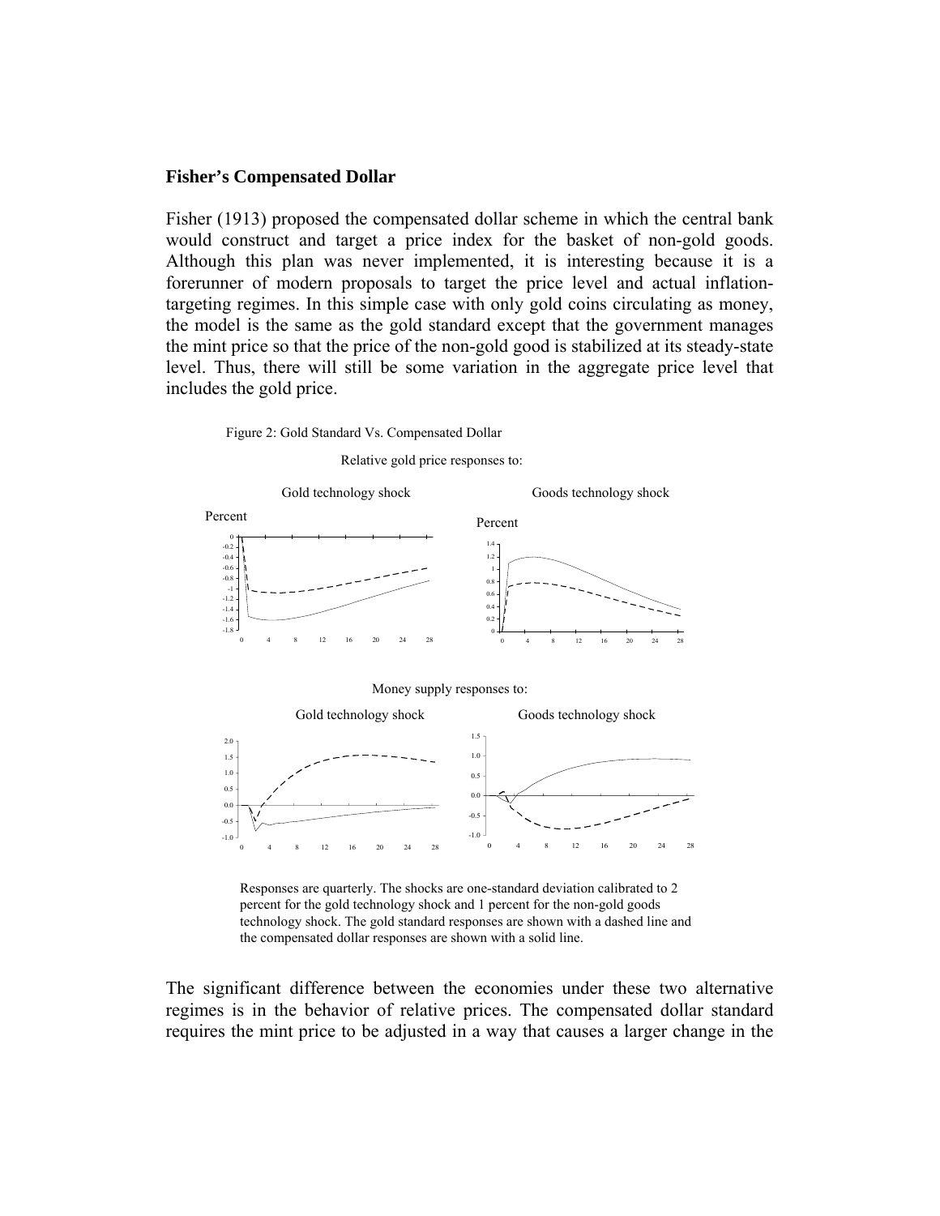**Fisher's Compensated Dollar**

Fisher (1913) proposed the compensated dollar scheme in which the central bank would construct and target a price index for the basket of non-gold goods. Although this plan was never implemented, it is interesting because it is a forerunner of modern proposals to target the price level and actual inflation-targeting regimes. In this simple case with only gold coins circulating as money, the model is the same as the gold standard except that the government manages the mint price so that the price of the non-gold good is stabilized at its steady-state level. Thus, there will still be some variation in the aggregate price level that includes the gold price.

Figure 2: Gold Standard Vs. Compensated Dollar

Relative gold price responses to:

Gold technology shock | Goods technology shock

Money supply responses to:

Gold technology shock | Goods technology shock

Responses are quarterly. The shocks are one-standard deviation calibrated to 2 percent for the gold technology shock and 1 percent for the non-gold goods technology shock. The gold standard responses are shown with a dashed line and the compensated dollar responses are shown with a solid line.

The significant difference between the economies under these two alternative regimes is in the behavior of relative prices. The compensated dollar standard requires the mint price to be adjusted in a way that causes a larger change in the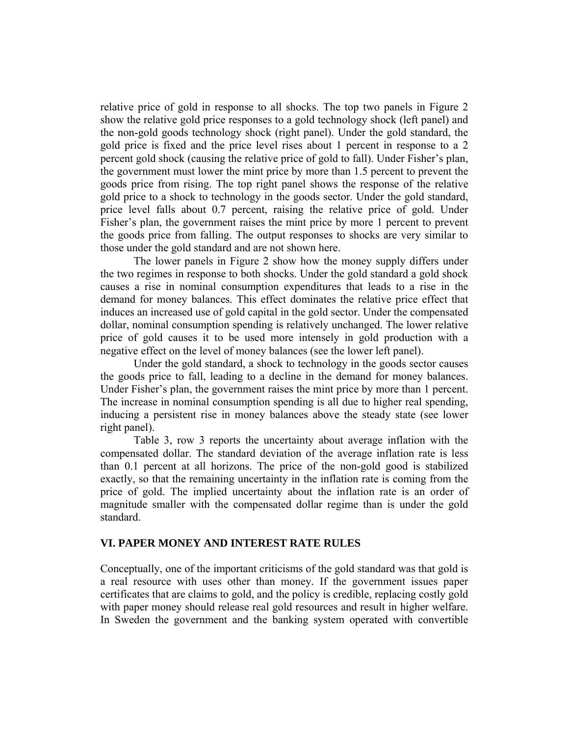relative price of gold in response to all shocks. The top two panels in Figure 2 show the relative gold price responses to a gold technology shock (left panel) and the non-gold goods technology shock (right panel). Under the gold standard, the gold price is fixed and the price level rises about 1 percent in response to a 2 percent gold shock (causing the relative price of gold to fall). Under Fisher's plan, the government must lower the mint price by more than 1.5 percent to prevent the goods price from rising. The top right panel shows the response of the relative gold price to a shock to technology in the goods sector. Under the gold standard, price level falls about 0.7 percent, raising the relative price of gold. Under Fisher's plan, the government raises the mint price by more 1 percent to prevent the goods price from falling. The output responses to shocks are very similar to those under the gold standard and are not shown here.

The lower panels in Figure 2 show how the money supply differs under the two regimes in response to both shocks. Under the gold standard a gold shock causes a rise in nominal consumption expenditures that leads to a rise in the demand for money balances. This effect dominates the relative price effect that induces an increased use of gold capital in the gold sector. Under the compensated dollar, nominal consumption spending is relatively unchanged. The lower relative price of gold causes it to be used more intensely in gold production with a negative effect on the level of money balances (see the lower left panel).

Under the gold standard, a shock to technology in the goods sector causes the goods price to fall, leading to a decline in the demand for money balances. Under Fisher's plan, the government raises the mint price by more than 1 percent. The increase in nominal consumption spending is all due to higher real spending, inducing a persistent rise in money balances above the steady state (see lower right panel).

Table 3, row 3 reports the uncertainty about average inflation with the compensated dollar. The standard deviation of the average inflation rate is less than 0.1 percent at all horizons. The price of the non-gold good is stabilized exactly, so that the remaining uncertainty in the inflation rate is coming from the price of gold. The implied uncertainty about the inflation rate is an order of magnitude smaller with the compensated dollar regime than is under the gold standard.

## VI. PAPER MONEY AND INTEREST RATE RULES

Conceptually, one of the important criticisms of the gold standard was that gold is a real resource with uses other than money. If the government issues paper certificates that are claims to gold, and the policy is credible, replacing costly gold with paper money should release real gold resources and result in higher welfare. In Sweden the government and the banking system operated with convertible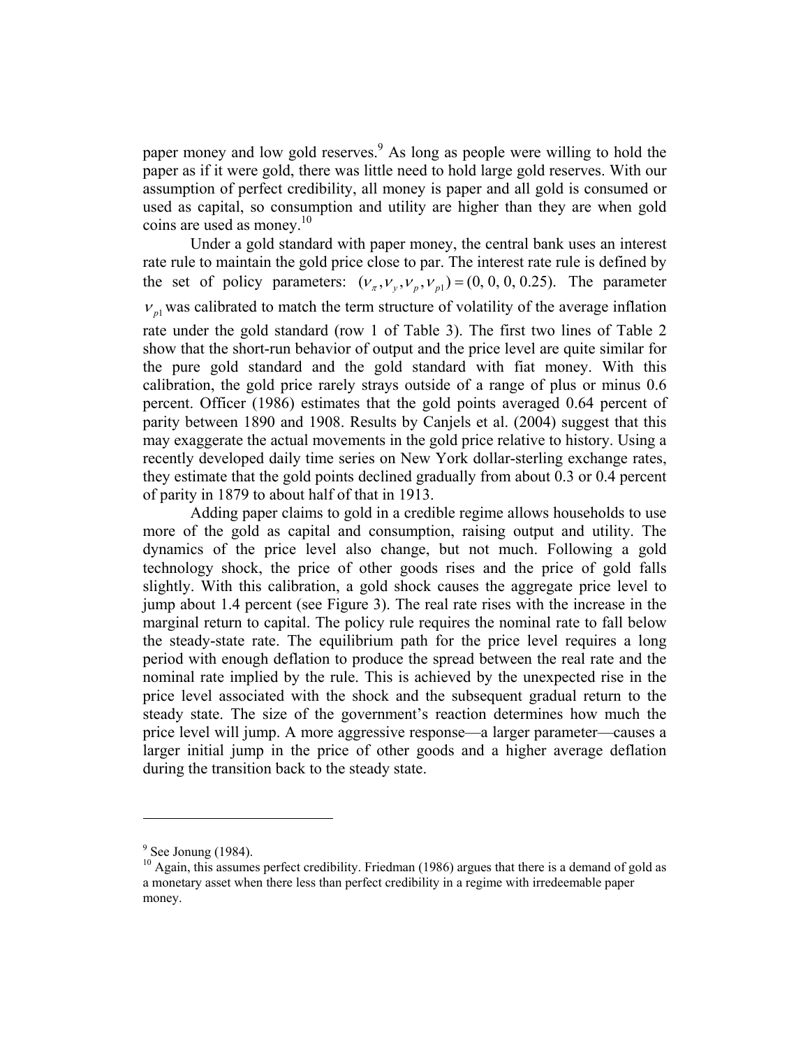paper money and low gold reserves.[9] As long as people were willing to hold the paper as if it were gold, there was little need to hold large gold reserves. With our assumption of perfect credibility, all money is paper and all gold is consumed or used as capital, so consumption and utility are higher than they are when gold coins are used as money.[10]

Under a gold standard with paper money, the central bank uses an interest rate rule to maintain the gold price close to par. The interest rate rule is defined by the set of policy parameters: $(\nu_\pi, \nu_y, \nu_p, \nu_{p1}) = (0, 0, 0, 0.25)$. The parameter $\nu_{p1}$ was calibrated to match the term structure of volatility of the average inflation rate under the gold standard (row 1 of Table 3). The first two lines of Table 2 show that the short-run behavior of output and the price level are quite similar for the pure gold standard and the gold standard with fiat money. With this calibration, the gold price rarely strays outside of a range of plus or minus 0.6 percent. Officer (1986) estimates that the gold points averaged 0.64 percent of parity between 1890 and 1908. Results by Canjels et al. (2004) suggest that this may exaggerate the actual movements in the gold price relative to history. Using a recently developed daily time series on New York dollar-sterling exchange rates, they estimate that the gold points declined gradually from about 0.3 or 0.4 percent of parity in 1879 to about half of that in 1913.

Adding paper claims to gold in a credible regime allows households to use more of the gold as capital and consumption, raising output and utility. The dynamics of the price level also change, but not much. Following a gold technology shock, the price of other goods rises and the price of gold falls slightly. With this calibration, a gold shock causes the aggregate price level to jump about 1.4 percent (see Figure 3). The real rate rises with the increase in the marginal return to capital. The policy rule requires the nominal rate to fall below the steady-state rate. The equilibrium path for the price level requires a long period with enough deflation to produce the spread between the real rate and the nominal rate implied by the rule. This is achieved by the unexpected rise in the price level associated with the shock and the subsequent gradual return to the steady state. The size of the government's reaction determines how much the price level will jump. A more aggressive response—a larger parameter—causes a larger initial jump in the price of other goods and a higher average deflation during the transition back to the steady state.

---

[9] See Jonung (1984).

[10] Again, this assumes perfect credibility. Friedman (1986) argues that there is a demand of gold as a monetary asset when there less than perfect credibility in a regime with irredeemable paper money.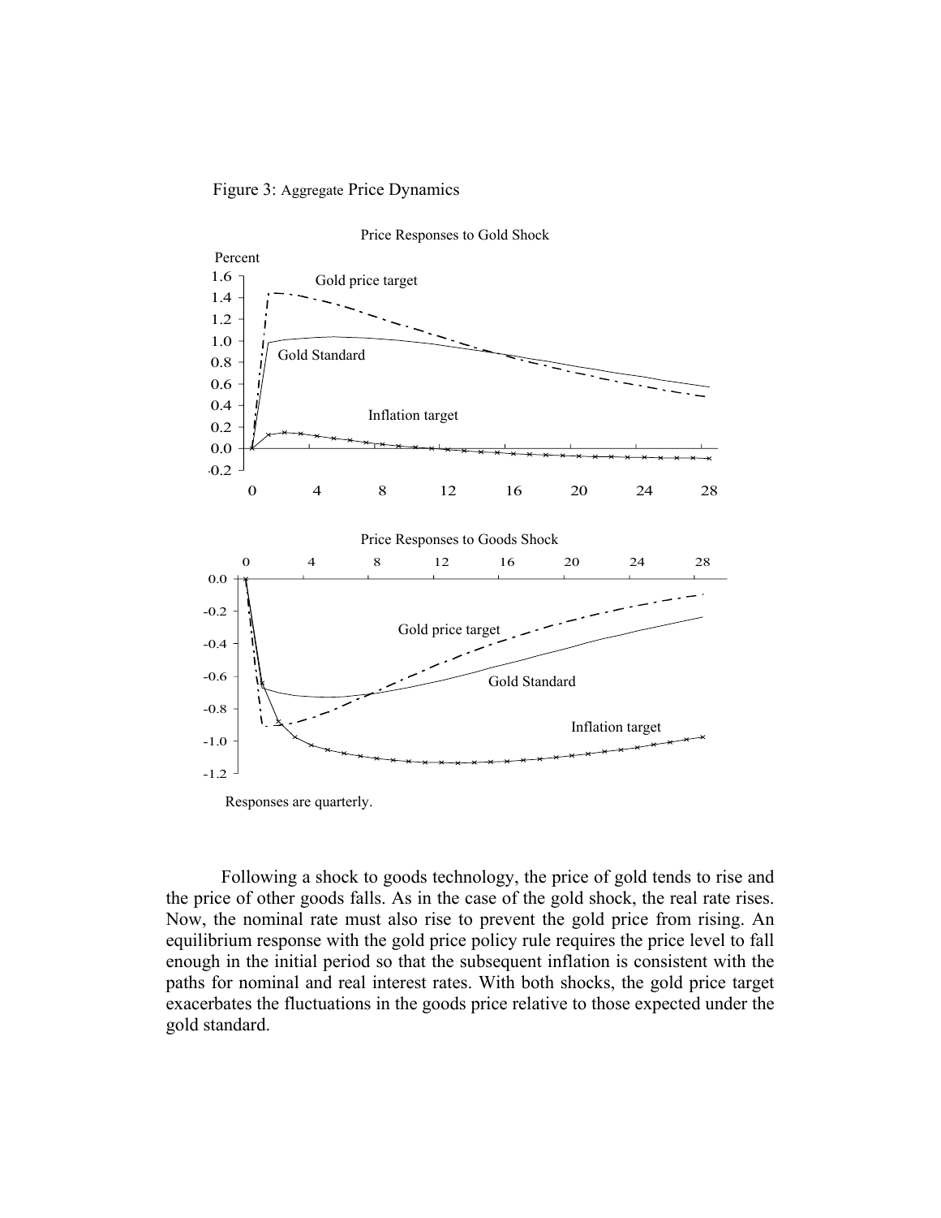Figure 3: Aggregate Price Dynamics

Price Responses to Gold Shock

Price Responses to Goods Shock

Responses are quarterly.

Following a shock to goods technology, the price of gold tends to rise and the price of other goods falls. As in the case of the gold shock, the real rate rises. Now, the nominal rate must also rise to prevent the gold price from rising. An equilibrium response with the gold price policy rule requires the price level to fall enough in the initial period so that the subsequent inflation is consistent with the paths for nominal and real interest rates. With both shocks, the gold price target exacerbates the fluctuations in the goods price relative to those expected under the gold standard.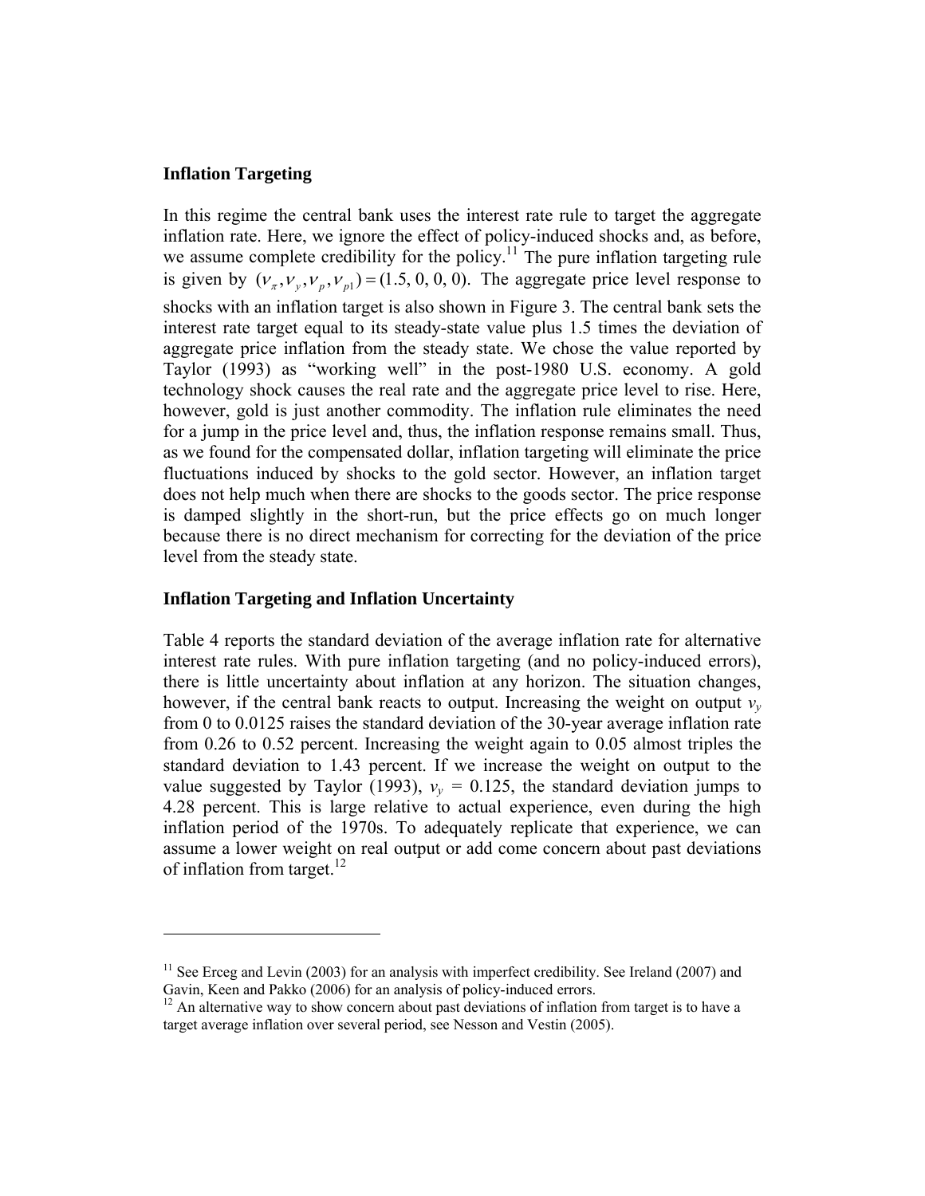### Inflation Targeting

In this regime the central bank uses the interest rate rule to target the aggregate inflation rate. Here, we ignore the effect of policy-induced shocks and, as before, we assume complete credibility for the policy.[11] The pure inflation targeting rule is given by $(\nu_\pi, \nu_y, \nu_p, \nu_{p1}) = (1.5, 0, 0, 0)$. The aggregate price level response to shocks with an inflation target is also shown in Figure 3. The central bank sets the interest rate target equal to its steady-state value plus 1.5 times the deviation of aggregate price inflation from the steady state. We chose the value reported by Taylor (1993) as "working well" in the post-1980 U.S. economy. A gold technology shock causes the real rate and the aggregate price level to rise. Here, however, gold is just another commodity. The inflation rule eliminates the need for a jump in the price level and, thus, the inflation response remains small. Thus, as we found for the compensated dollar, inflation targeting will eliminate the price fluctuations induced by shocks to the gold sector. However, an inflation target does not help much when there are shocks to the goods sector. The price response is damped slightly in the short-run, but the price effects go on much longer because there is no direct mechanism for correcting for the deviation of the price level from the steady state.

### Inflation Targeting and Inflation Uncertainty

Table 4 reports the standard deviation of the average inflation rate for alternative interest rate rules. With pure inflation targeting (and no policy-induced errors), there is little uncertainty about inflation at any horizon. The situation changes, however, if the central bank reacts to output. Increasing the weight on output $v_y$ from 0 to 0.0125 raises the standard deviation of the 30-year average inflation rate from 0.26 to 0.52 percent. Increasing the weight again to 0.05 almost triples the standard deviation to 1.43 percent. If we increase the weight on output to the value suggested by Taylor (1993), $v_y = 0.125$, the standard deviation jumps to 4.28 percent. This is large relative to actual experience, even during the high inflation period of the 1970s. To adequately replicate that experience, we can assume a lower weight on real output or add come concern about past deviations of inflation from target.[12]

---

[11] See Erceg and Levin (2003) for an analysis with imperfect credibility. See Ireland (2007) and Gavin, Keen and Pakko (2006) for an analysis of policy-induced errors.

[12] An alternative way to show concern about past deviations of inflation from target is to have a target average inflation over several period, see Nesson and Vestin (2005).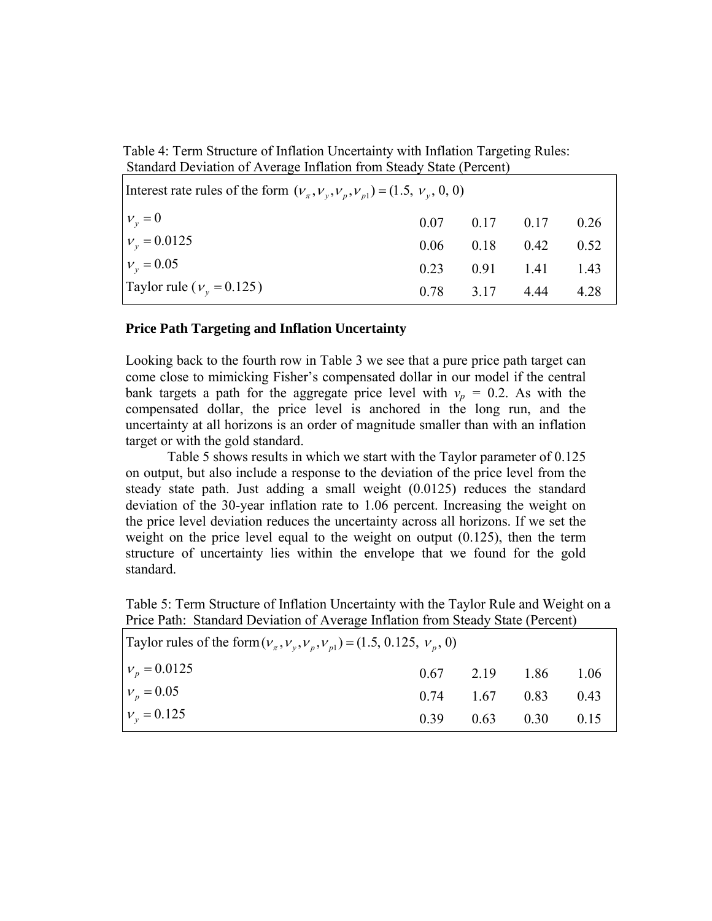Table 4: Term Structure of Inflation Uncertainty with Inflation Targeting Rules: Standard Deviation of Average Inflation from Steady State (Percent)

| Interest rate rules of the form $(\nu_\pi, \nu_y, \nu_p, \nu_{p1}) = (1.5,\ \nu_y,\ 0,\ 0)$ | | | | |
|---|---|---|---|---|
| $\nu_y = 0$ | 0.07 | 0.17 | 0.17 | 0.26 |
| $\nu_y = 0.0125$ | 0.06 | 0.18 | 0.42 | 0.52 |
| $\nu_y = 0.05$ | 0.23 | 0.91 | 1.41 | 1.43 |
| Taylor rule ($\nu_y = 0.125$) | 0.78 | 3.17 | 4.44 | 4.28 |

**Price Path Targeting and Inflation Uncertainty**

Looking back to the fourth row in Table 3 we see that a pure price path target can come close to mimicking Fisher's compensated dollar in our model if the central bank targets a path for the aggregate price level with $v_p$ = 0.2. As with the compensated dollar, the price level is anchored in the long run, and the uncertainty at all horizons is an order of magnitude smaller than with an inflation target or with the gold standard.

Table 5 shows results in which we start with the Taylor parameter of 0.125 on output, but also include a response to the deviation of the price level from the steady state path. Just adding a small weight (0.0125) reduces the standard deviation of the 30-year inflation rate to 1.06 percent. Increasing the weight on the price level deviation reduces the uncertainty across all horizons. If we set the weight on the price level equal to the weight on output (0.125), then the term structure of uncertainty lies within the envelope that we found for the gold standard.

Table 5: Term Structure of Inflation Uncertainty with the Taylor Rule and Weight on a Price Path: Standard Deviation of Average Inflation from Steady State (Percent)

| Taylor rules of the form $(\nu_\pi, \nu_y, \nu_p, \nu_{p1}) = (1.5,\ 0.125,\ \nu_p,\ 0)$ | | | | |
|---|---|---|---|---|
| $\nu_p = 0.0125$ | 0.67 | 2.19 | 1.86 | 1.06 |
| $\nu_p = 0.05$ | 0.74 | 1.67 | 0.83 | 0.43 |
| $\nu_y = 0.125$ | 0.39 | 0.63 | 0.30 | 0.15 |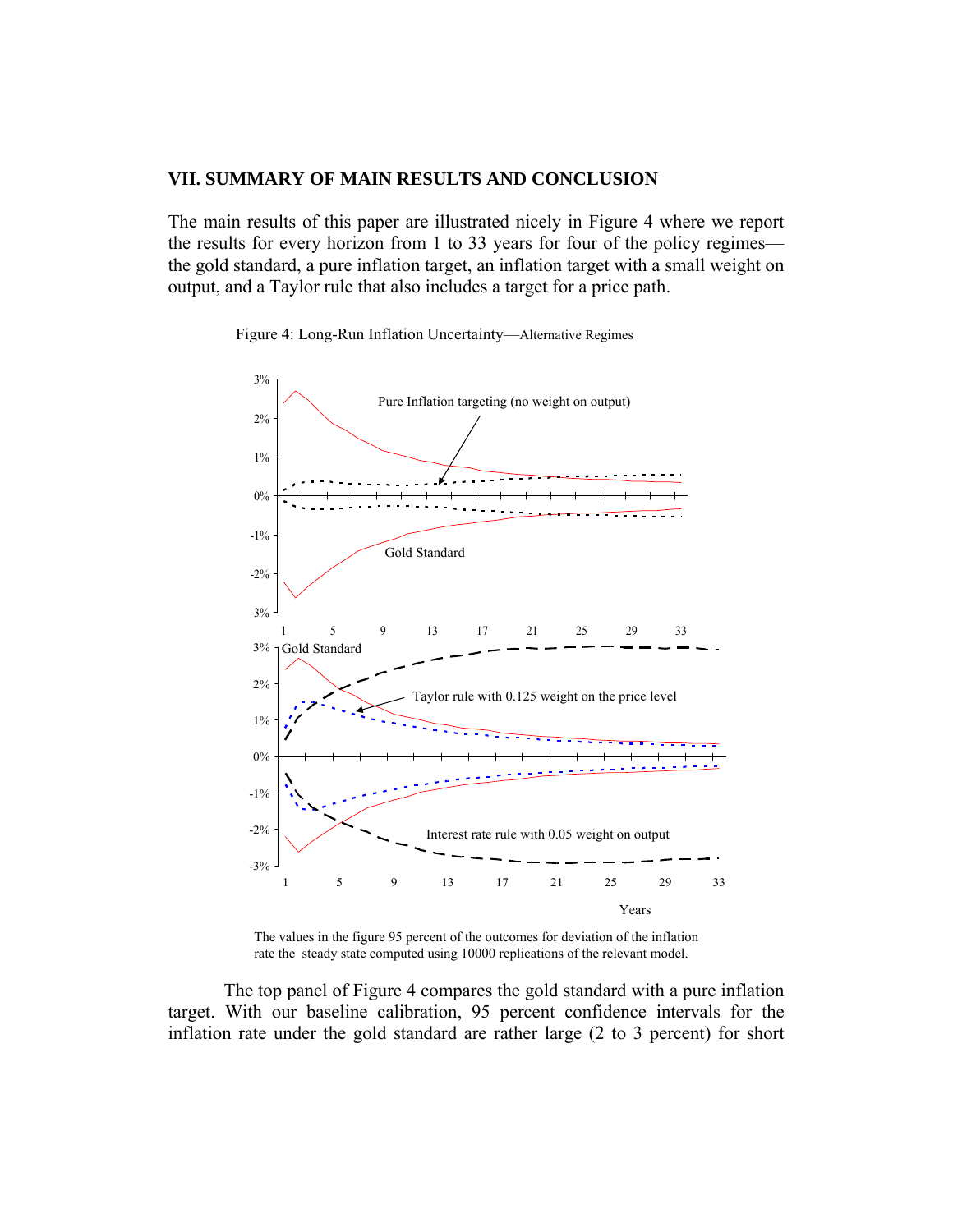## VII. SUMMARY OF MAIN RESULTS AND CONCLUSION

The main results of this paper are illustrated nicely in Figure 4 where we report the results for every horizon from 1 to 33 years for four of the policy regimes—the gold standard, a pure inflation target, an inflation target with a small weight on output, and a Taylor rule that also includes a target for a price path.

Figure 4: Long-Run Inflation Uncertainty—Alternative Regimes

The values in the figure 95 percent of the outcomes for deviation of the inflation rate the steady state computed using 10000 replications of the relevant model.

The top panel of Figure 4 compares the gold standard with a pure inflation target. With our baseline calibration, 95 percent confidence intervals for the inflation rate under the gold standard are rather large (2 to 3 percent) for short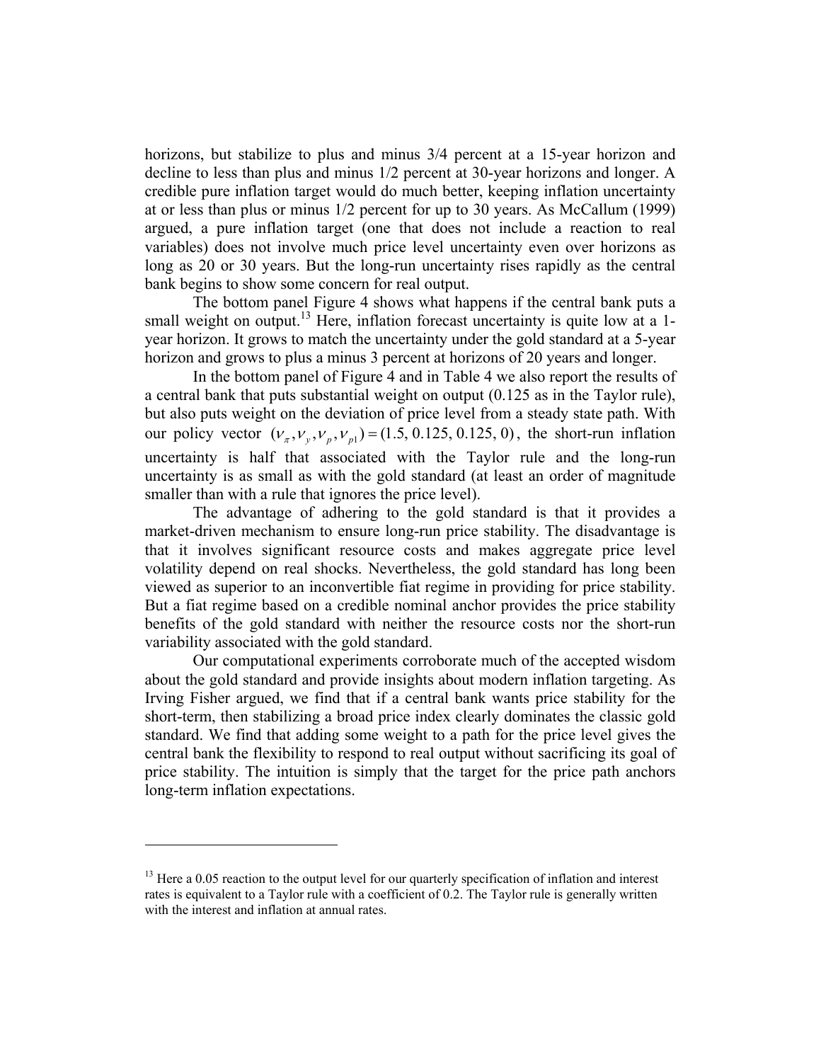horizons, but stabilize to plus and minus 3/4 percent at a 15-year horizon and decline to less than plus and minus 1/2 percent at 30-year horizons and longer. A credible pure inflation target would do much better, keeping inflation uncertainty at or less than plus or minus 1/2 percent for up to 30 years. As McCallum (1999) argued, a pure inflation target (one that does not include a reaction to real variables) does not involve much price level uncertainty even over horizons as long as 20 or 30 years. But the long-run uncertainty rises rapidly as the central bank begins to show some concern for real output.

The bottom panel Figure 4 shows what happens if the central bank puts a small weight on output.[13] Here, inflation forecast uncertainty is quite low at a 1-year horizon. It grows to match the uncertainty under the gold standard at a 5-year horizon and grows to plus a minus 3 percent at horizons of 20 years and longer.

In the bottom panel of Figure 4 and in Table 4 we also report the results of a central bank that puts substantial weight on output (0.125 as in the Taylor rule), but also puts weight on the deviation of price level from a steady state path. With our policy vector $(\nu_{\pi}, \nu_{y}, \nu_{p}, \nu_{p1}) = (1.5, 0.125, 0.125, 0)$, the short-run inflation uncertainty is half that associated with the Taylor rule and the long-run uncertainty is as small as with the gold standard (at least an order of magnitude smaller than with a rule that ignores the price level).

The advantage of adhering to the gold standard is that it provides a market-driven mechanism to ensure long-run price stability. The disadvantage is that it involves significant resource costs and makes aggregate price level volatility depend on real shocks. Nevertheless, the gold standard has long been viewed as superior to an inconvertible fiat regime in providing for price stability. But a fiat regime based on a credible nominal anchor provides the price stability benefits of the gold standard with neither the resource costs nor the short-run variability associated with the gold standard.

Our computational experiments corroborate much of the accepted wisdom about the gold standard and provide insights about modern inflation targeting. As Irving Fisher argued, we find that if a central bank wants price stability for the short-term, then stabilizing a broad price index clearly dominates the classic gold standard. We find that adding some weight to a path for the price level gives the central bank the flexibility to respond to real output without sacrificing its goal of price stability. The intuition is simply that the target for the price path anchors long-term inflation expectations.

---

[13] Here a 0.05 reaction to the output level for our quarterly specification of inflation and interest rates is equivalent to a Taylor rule with a coefficient of 0.2. The Taylor rule is generally written with the interest and inflation at annual rates.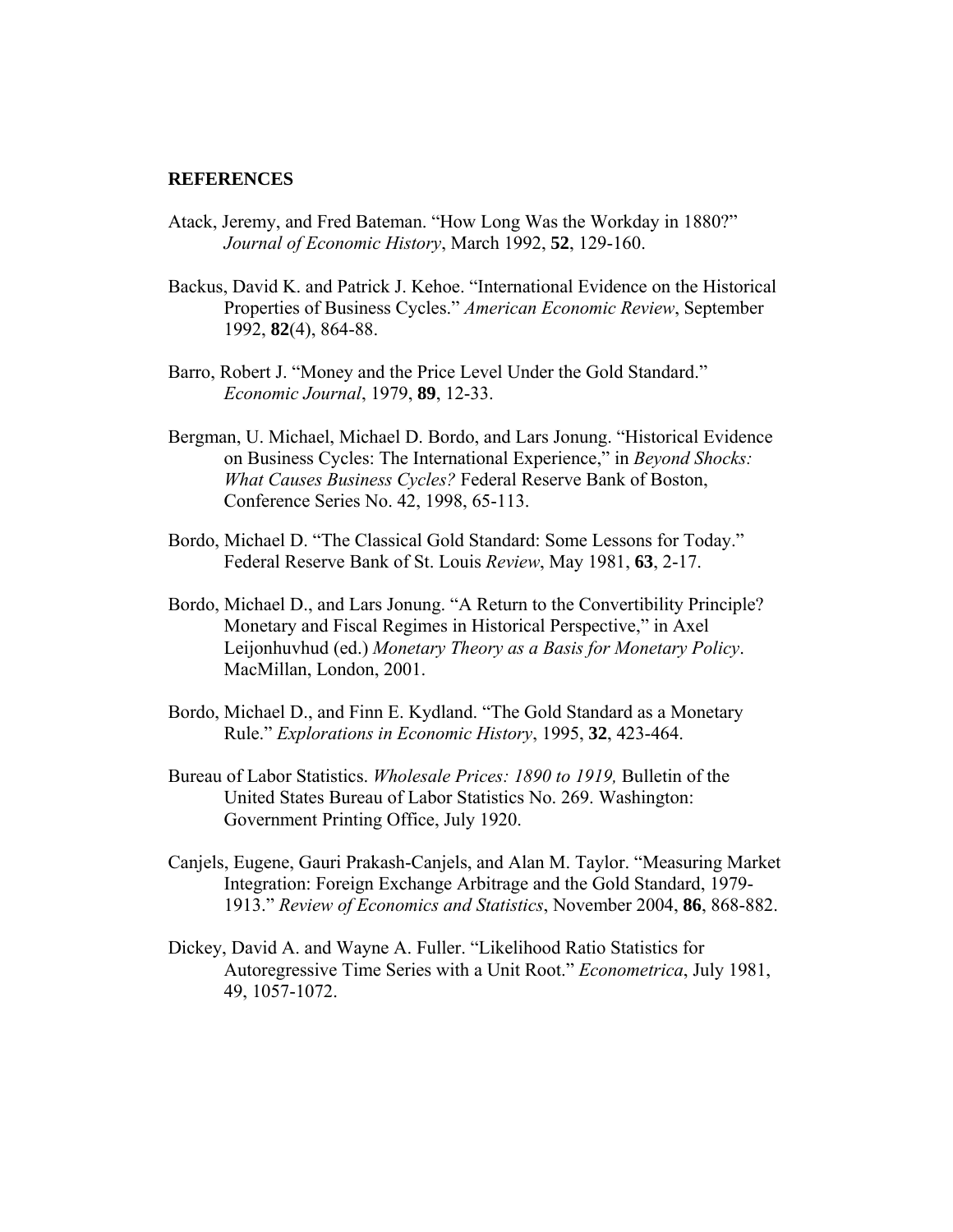## REFERENCES

Atack, Jeremy, and Fred Bateman. "How Long Was the Workday in 1880?" *Journal of Economic History*, March 1992, **52**, 129-160.

Backus, David K. and Patrick J. Kehoe. "International Evidence on the Historical Properties of Business Cycles." *American Economic Review*, September 1992, **82**(4), 864-88.

Barro, Robert J. "Money and the Price Level Under the Gold Standard." *Economic Journal*, 1979, **89**, 12-33.

Bergman, U. Michael, Michael D. Bordo, and Lars Jonung. "Historical Evidence on Business Cycles: The International Experience," in *Beyond Shocks: What Causes Business Cycles?* Federal Reserve Bank of Boston, Conference Series No. 42, 1998, 65-113.

Bordo, Michael D. "The Classical Gold Standard: Some Lessons for Today." Federal Reserve Bank of St. Louis *Review*, May 1981, **63**, 2-17.

Bordo, Michael D., and Lars Jonung. "A Return to the Convertibility Principle? Monetary and Fiscal Regimes in Historical Perspective," in Axel Leijonhuvhud (ed.) *Monetary Theory as a Basis for Monetary Policy*. MacMillan, London, 2001.

Bordo, Michael D., and Finn E. Kydland. "The Gold Standard as a Monetary Rule." *Explorations in Economic History*, 1995, **32**, 423-464.

Bureau of Labor Statistics. *Wholesale Prices: 1890 to 1919,* Bulletin of the United States Bureau of Labor Statistics No. 269. Washington: Government Printing Office, July 1920.

Canjels, Eugene, Gauri Prakash-Canjels, and Alan M. Taylor. "Measuring Market Integration: Foreign Exchange Arbitrage and the Gold Standard, 1979-1913." *Review of Economics and Statistics*, November 2004, **86**, 868-882.

Dickey, David A. and Wayne A. Fuller. "Likelihood Ratio Statistics for Autoregressive Time Series with a Unit Root." *Econometrica*, July 1981, 49, 1057-1072.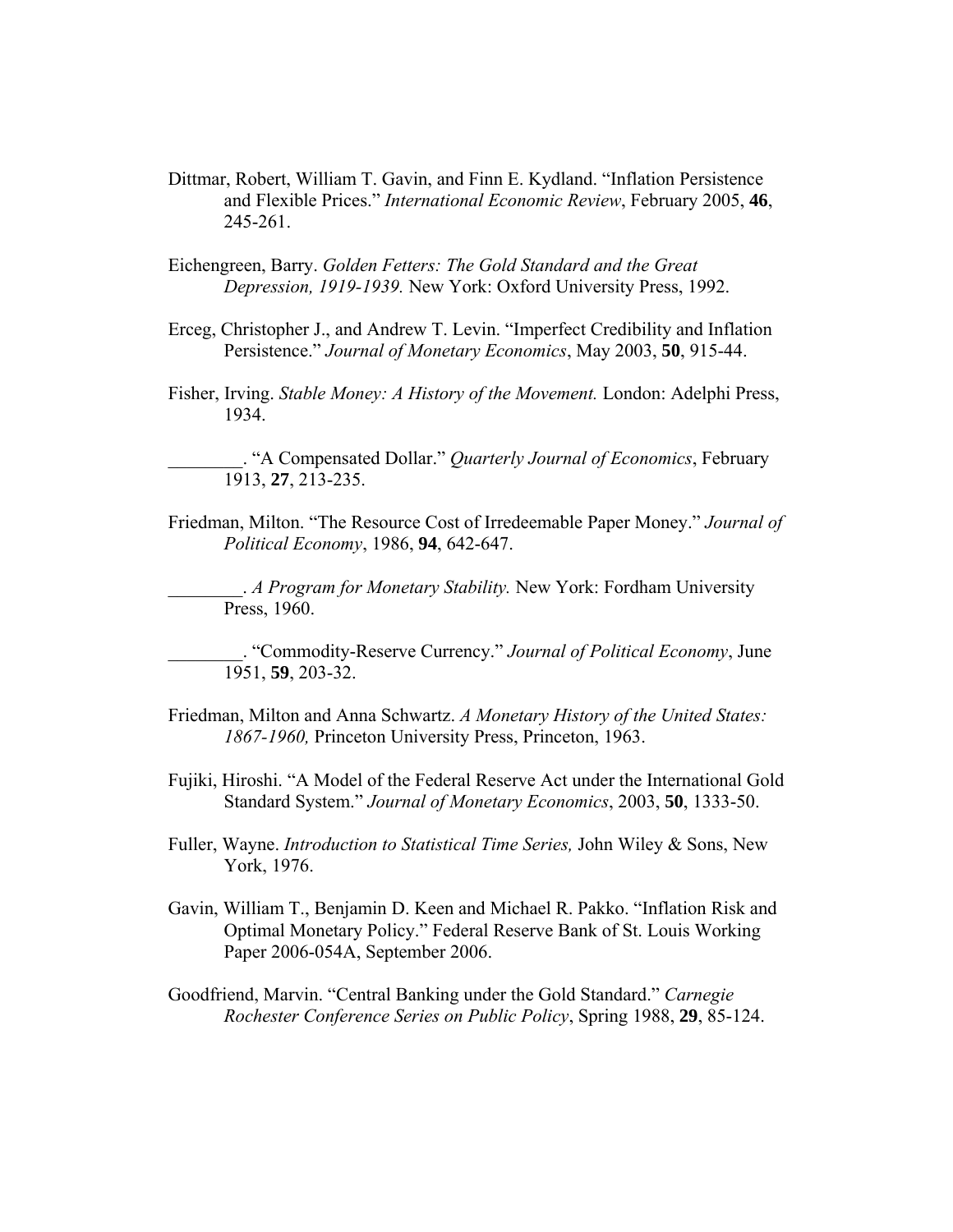Dittmar, Robert, William T. Gavin, and Finn E. Kydland. "Inflation Persistence and Flexible Prices." *International Economic Review*, February 2005, **46**, 245-261.

Eichengreen, Barry. *Golden Fetters: The Gold Standard and the Great Depression, 1919-1939.* New York: Oxford University Press, 1992.

Erceg, Christopher J., and Andrew T. Levin. "Imperfect Credibility and Inflation Persistence." *Journal of Monetary Economics*, May 2003, **50**, 915-44.

Fisher, Irving. *Stable Money: A History of the Movement.* London: Adelphi Press, 1934.

________. "A Compensated Dollar." *Quarterly Journal of Economics*, February 1913, **27**, 213-235.

Friedman, Milton. "The Resource Cost of Irredeemable Paper Money." *Journal of Political Economy*, 1986, **94**, 642-647.

________. *A Program for Monetary Stability.* New York: Fordham University Press, 1960.

________. "Commodity-Reserve Currency." *Journal of Political Economy*, June 1951, **59**, 203-32.

Friedman, Milton and Anna Schwartz. *A Monetary History of the United States: 1867-1960,* Princeton University Press, Princeton, 1963.

Fujiki, Hiroshi. "A Model of the Federal Reserve Act under the International Gold Standard System." *Journal of Monetary Economics*, 2003, **50**, 1333-50.

Fuller, Wayne. *Introduction to Statistical Time Series,* John Wiley & Sons, New York, 1976.

Gavin, William T., Benjamin D. Keen and Michael R. Pakko. "Inflation Risk and Optimal Monetary Policy." Federal Reserve Bank of St. Louis Working Paper 2006-054A, September 2006.

Goodfriend, Marvin. "Central Banking under the Gold Standard." *Carnegie Rochester Conference Series on Public Policy*, Spring 1988, **29**, 85-124.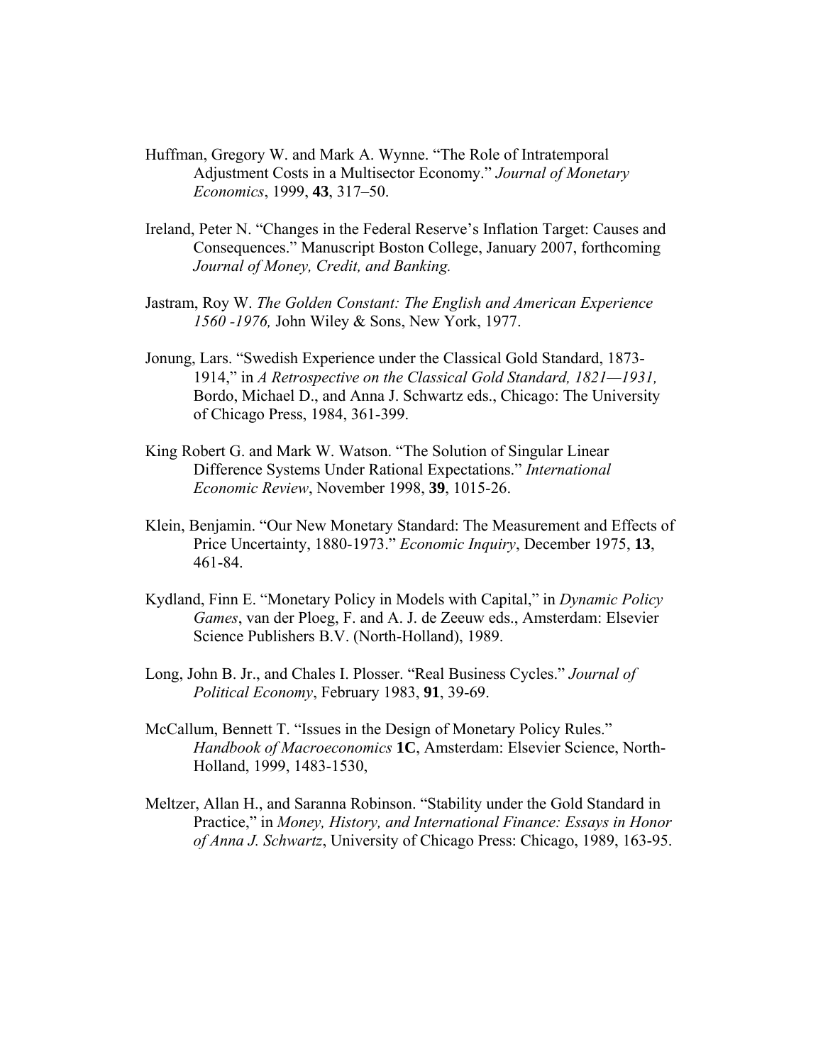Huffman, Gregory W. and Mark A. Wynne. "The Role of Intratemporal Adjustment Costs in a Multisector Economy." *Journal of Monetary Economics*, 1999, **43**, 317–50.

Ireland, Peter N. "Changes in the Federal Reserve's Inflation Target: Causes and Consequences." Manuscript Boston College, January 2007, forthcoming *Journal of Money, Credit, and Banking.*

Jastram, Roy W. *The Golden Constant: The English and American Experience 1560 -1976,* John Wiley & Sons, New York, 1977.

Jonung, Lars. "Swedish Experience under the Classical Gold Standard, 1873-1914," in *A Retrospective on the Classical Gold Standard, 1821—1931,* Bordo, Michael D., and Anna J. Schwartz eds., Chicago: The University of Chicago Press, 1984, 361-399.

King Robert G. and Mark W. Watson. "The Solution of Singular Linear Difference Systems Under Rational Expectations." *International Economic Review*, November 1998, **39**, 1015-26.

Klein, Benjamin. "Our New Monetary Standard: The Measurement and Effects of Price Uncertainty, 1880-1973." *Economic Inquiry*, December 1975, **13**, 461-84.

Kydland, Finn E. "Monetary Policy in Models with Capital," in *Dynamic Policy Games*, van der Ploeg, F. and A. J. de Zeeuw eds., Amsterdam: Elsevier Science Publishers B.V. (North-Holland), 1989.

Long, John B. Jr., and Chales I. Plosser. "Real Business Cycles." *Journal of Political Economy*, February 1983, **91**, 39-69.

McCallum, Bennett T. "Issues in the Design of Monetary Policy Rules." *Handbook of Macroeconomics* **1C**, Amsterdam: Elsevier Science, North-Holland, 1999, 1483-1530,

Meltzer, Allan H., and Saranna Robinson. "Stability under the Gold Standard in Practice," in *Money, History, and International Finance: Essays in Honor of Anna J. Schwartz*, University of Chicago Press: Chicago, 1989, 163-95.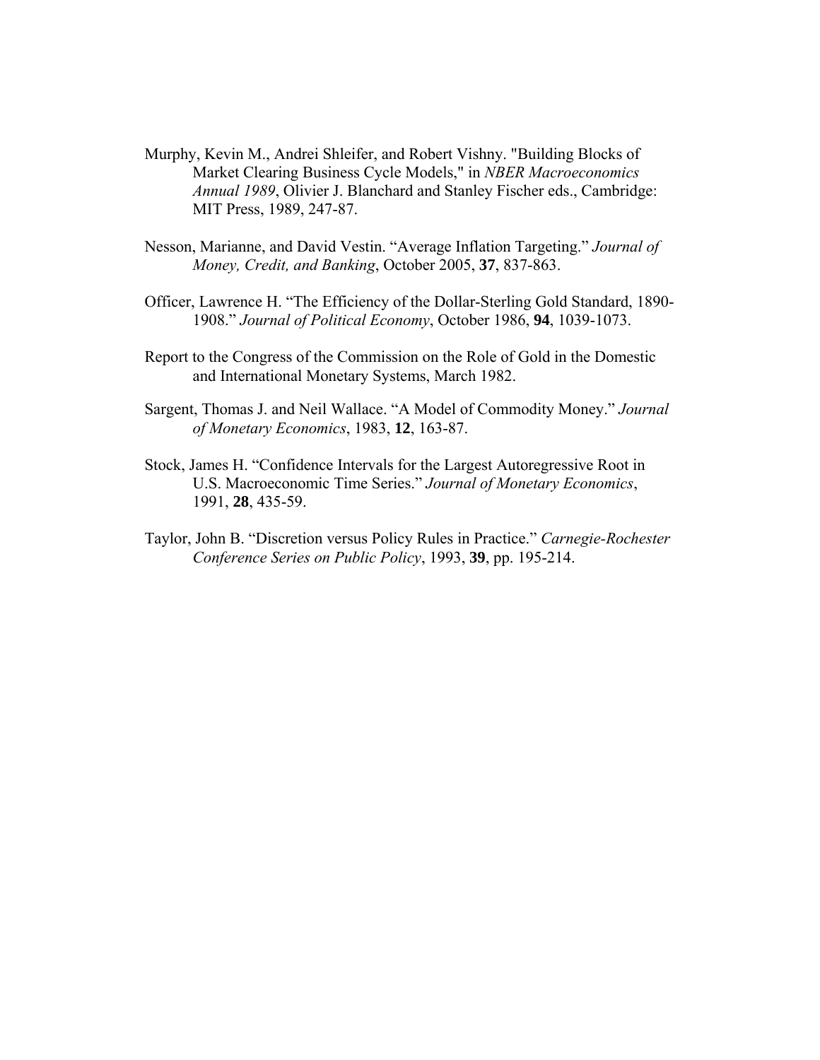Murphy, Kevin M., Andrei Shleifer, and Robert Vishny. "Building Blocks of Market Clearing Business Cycle Models," in *NBER Macroeconomics Annual 1989*, Olivier J. Blanchard and Stanley Fischer eds., Cambridge: MIT Press, 1989, 247-87.

Nesson, Marianne, and David Vestin. "Average Inflation Targeting." *Journal of Money, Credit, and Banking*, October 2005, **37**, 837-863.

Officer, Lawrence H. "The Efficiency of the Dollar-Sterling Gold Standard, 1890-1908." *Journal of Political Economy*, October 1986, **94**, 1039-1073.

Report to the Congress of the Commission on the Role of Gold in the Domestic and International Monetary Systems, March 1982.

Sargent, Thomas J. and Neil Wallace. "A Model of Commodity Money." *Journal of Monetary Economics*, 1983, **12**, 163-87.

Stock, James H. "Confidence Intervals for the Largest Autoregressive Root in U.S. Macroeconomic Time Series." *Journal of Monetary Economics*, 1991, **28**, 435-59.

Taylor, John B. "Discretion versus Policy Rules in Practice." *Carnegie-Rochester Conference Series on Public Policy*, 1993, **39**, pp. 195-214.